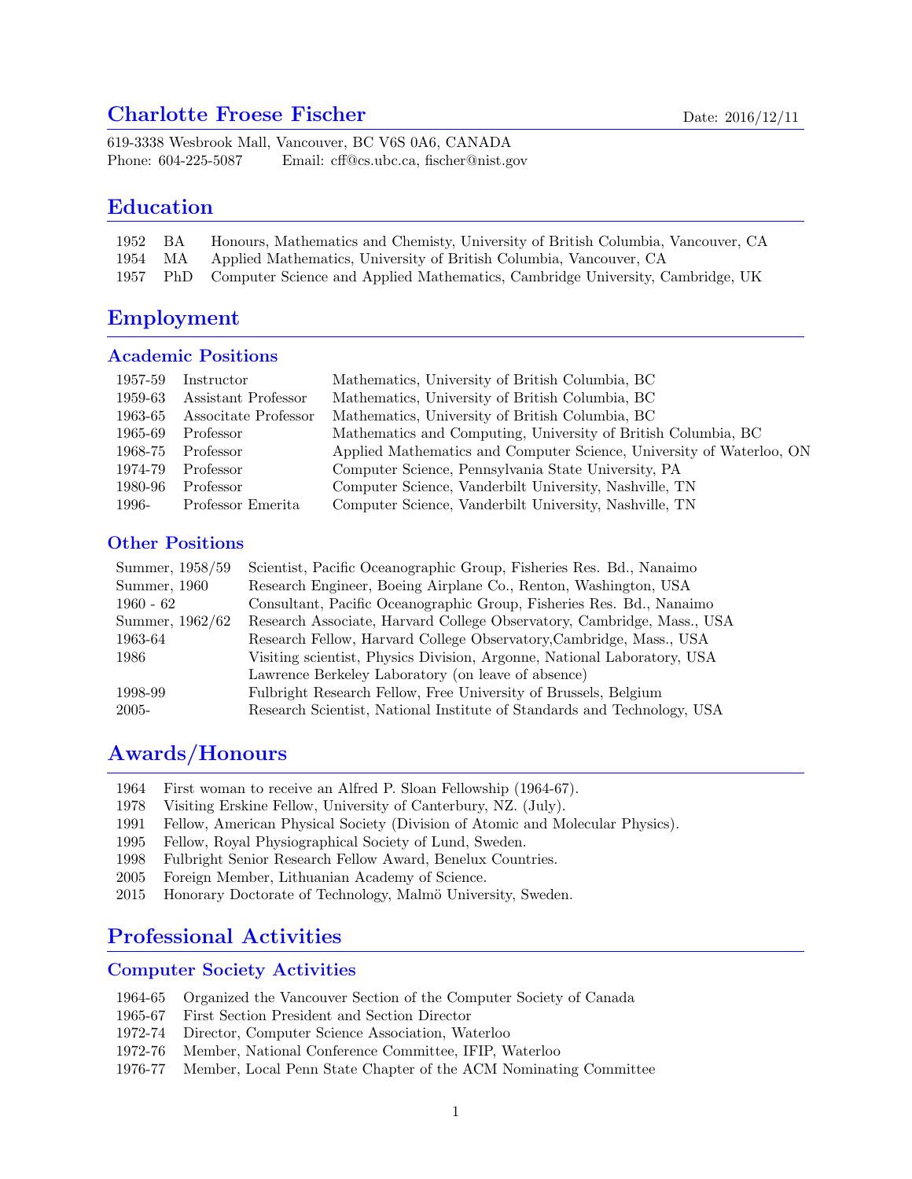# Charlotte Froese Fischer

Date: 2016/12/11

619-3338 Wesbrook Mall, Vancouver, BC V6S 0A6, CANADA
Phone: 604-225-5087 Email: cff@cs.ubc.ca, fischer@nist.gov

## Education

| | | |
|---|---|---|
| 1952 | BA | Honours, Mathematics and Chemisty, University of British Columbia, Vancouver, CA |
| 1954 | MA | Applied Mathematics, University of British Columbia, Vancouver, CA |
| 1957 | PhD | Computer Science and Applied Mathematics, Cambridge University, Cambridge, UK |

## Employment

### Academic Positions

| | | |
|---|---|---|
| 1957-59 | Instructor | Mathematics, University of British Columbia, BC |
| 1959-63 | Assistant Professor | Mathematics, University of British Columbia, BC |
| 1963-65 | Associate Professor | Mathematics, University of British Columbia, BC |
| 1965-69 | Professor | Mathematics and Computing, University of British Columbia, BC |
| 1968-75 | Professor | Applied Mathematics and Computer Science, University of Waterloo, ON |
| 1974-79 | Professor | Computer Science, Pennsylvania State University, PA |
| 1980-96 | Professor | Computer Science, Vanderbilt University, Nashville, TN |
| 1996- | Professor Emerita | Computer Science, Vanderbilt University, Nashville, TN |

### Other Positions

| | |
|---|---|
| Summer, 1958/59 | Scientist, Pacific Oceanographic Group, Fisheries Res. Bd., Nanaimo |
| Summer, 1960 | Research Engineer, Boeing Airplane Co., Renton, Washington, USA |
| 1960 - 62 | Consultant, Pacific Oceanographic Group, Fisheries Res. Bd., Nanaimo |
| Summer, 1962/62 | Research Associate, Harvard College Observatory, Cambridge, Mass., USA |
| 1963-64 | Research Fellow, Harvard College Observatory,Cambridge, Mass., USA |
| 1986 | Visiting scientist, Physics Division, Argonne, National Laboratory, USA |
| | Lawrence Berkeley Laboratory (on leave of absence) |
| 1998-99 | Fulbright Research Fellow, Free University of Brussels, Belgium |
| 2005- | Research Scientist, National Institute of Standards and Technology, USA |

## Awards/Honours

| | |
|---|---|
| 1964 | First woman to receive an Alfred P. Sloan Fellowship (1964-67). |
| 1978 | Visiting Erskine Fellow, University of Canterbury, NZ. (July). |
| 1991 | Fellow, American Physical Society (Division of Atomic and Molecular Physics). |
| 1995 | Fellow, Royal Physiographical Society of Lund, Sweden. |
| 1998 | Fulbright Senior Research Fellow Award, Benelux Countries. |
| 2005 | Foreign Member, Lithuanian Academy of Science. |
| 2015 | Honorary Doctorate of Technology, Malmö University, Sweden. |

## Professional Activities

### Computer Society Activities

| | |
|---|---|
| 1964-65 | Organized the Vancouver Section of the Computer Society of Canada |
| 1965-67 | First Section President and Section Director |
| 1972-74 | Director, Computer Science Association, Waterloo |
| 1972-76 | Member, National Conference Committee, IFIP, Waterloo |
| 1976-77 | Member, Local Penn State Chapter of the ACM Nominating Committee |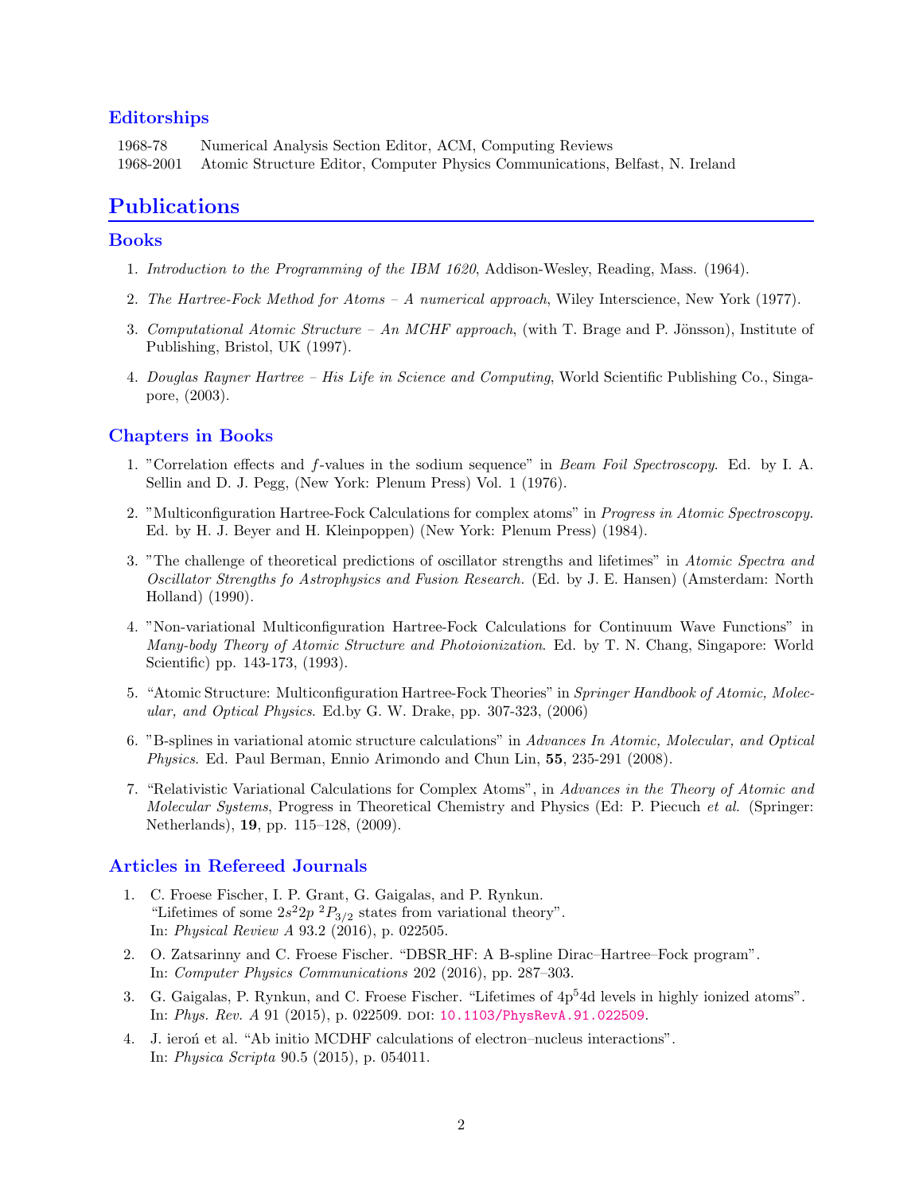### Editorships

| | |
|---|---|
| 1968-78 | Numerical Analysis Section Editor, ACM, Computing Reviews |
| 1968-2001 | Atomic Structure Editor, Computer Physics Communications, Belfast, N. Ireland |

## Publications

### Books

1. *Introduction to the Programming of the IBM 1620*, Addison-Wesley, Reading, Mass. (1964).
2. *The Hartree-Fock Method for Atoms – A numerical approach*, Wiley Interscience, New York (1977).
3. *Computational Atomic Structure – An MCHF approach*, (with T. Brage and P. Jönsson), Institute of Publishing, Bristol, UK (1997).
4. *Douglas Rayner Hartree – His Life in Science and Computing*, World Scientific Publishing Co., Singapore, (2003).

### Chapters in Books

1. "Correlation effects and $f$-values in the sodium sequence" in *Beam Foil Spectroscopy*. Ed. by I. A. Sellin and D. J. Pegg, (New York: Plenum Press) Vol. 1 (1976).
2. "Multiconfiguration Hartree-Fock Calculations for complex atoms" in *Progress in Atomic Spectroscopy*. Ed. by H. J. Beyer and H. Kleinpoppen) (New York: Plenum Press) (1984).
3. "The challenge of theoretical predictions of oscillator strengths and lifetimes" in *Atomic Spectra and Oscillator Strengths fo Astrophysics and Fusion Research*. (Ed. by J. E. Hansen) (Amsterdam: North Holland) (1990).
4. "Non-variational Multiconfiguration Hartree-Fock Calculations for Continuum Wave Functions" in *Many-body Theory of Atomic Structure and Photoionization*. Ed. by T. N. Chang, Singapore: World Scientific) pp. 143-173, (1993).
5. "Atomic Structure: Multiconfiguration Hartree-Fock Theories" in *Springer Handbook of Atomic, Molecular, and Optical Physics*. Ed.by G. W. Drake, pp. 307-323, (2006)
6. "B-splines in variational atomic structure calculations" in *Advances In Atomic, Molecular, and Optical Physics*. Ed. Paul Berman, Ennio Arimondo and Chun Lin, **55**, 235-291 (2008).
7. "Relativistic Variational Calculations for Complex Atoms", in *Advances in the Theory of Atomic and Molecular Systems*, Progress in Theoretical Chemistry and Physics (Ed: P. Piecuch *et al.* (Springer: Netherlands), **19**, pp. 115–128, (2009).

### Articles in Refereed Journals

1. C. Froese Fischer, I. P. Grant, G. Gaigalas, and P. Rynkun. "Lifetimes of some $2s^2 2p\ ^2P_{3/2}$ states from variational theory". In: *Physical Review A* 93.2 (2016), p. 022505.
2. O. Zatsarinny and C. Froese Fischer. "DBSR_HF: A B-spline Dirac–Hartree–Fock program". In: *Computer Physics Communications* 202 (2016), pp. 287–303.
3. G. Gaigalas, P. Rynkun, and C. Froese Fischer. "Lifetimes of $4p^5 4d$ levels in highly ionized atoms". In: *Phys. Rev. A* 91 (2015), p. 022509. DOI: 10.1103/PhysRevA.91.022509.
4. J. ieroń et al. "Ab initio MCDHF calculations of electron–nucleus interactions". In: *Physica Scripta* 90.5 (2015), p. 054011.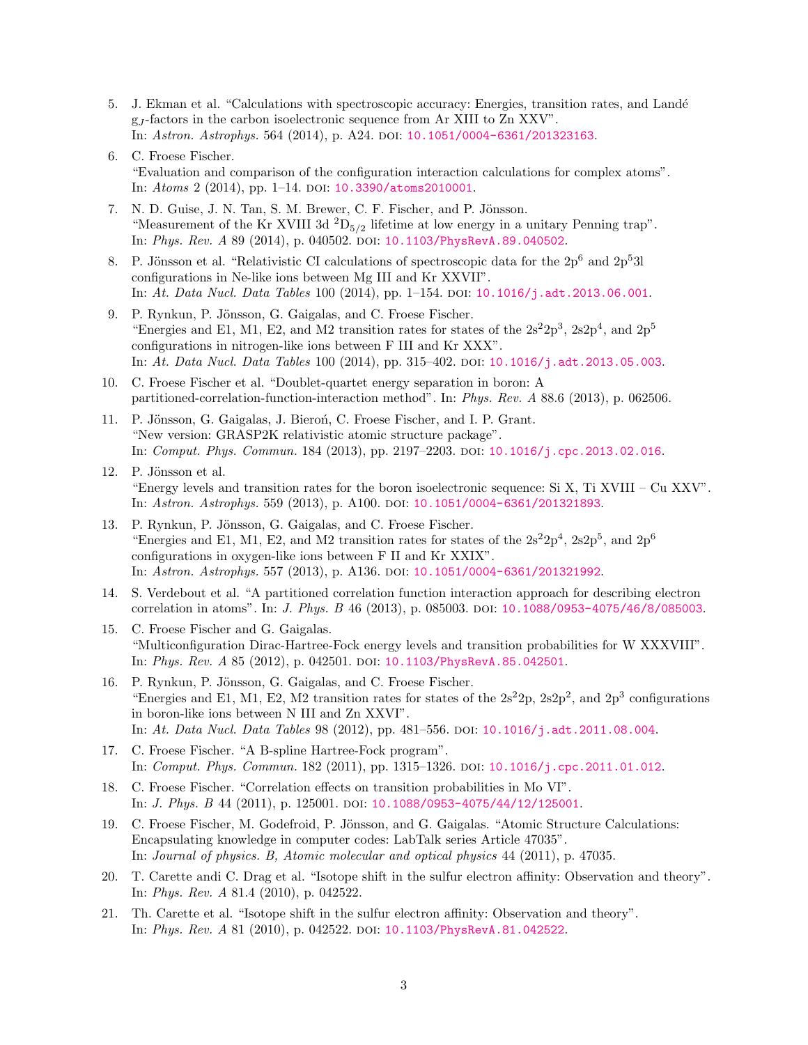5. J. Ekman et al. "Calculations with spectroscopic accuracy: Energies, transition rates, and Landé $g_J$-factors in the carbon isoelectronic sequence from Ar XIII to Zn XXV". In: *Astron. Astrophys.* 564 (2014), p. A24. DOI: 10.1051/0004-6361/201323163.
6. C. Froese Fischer. "Evaluation and comparison of the configuration interaction calculations for complex atoms". In: *Atoms* 2 (2014), pp. 1–14. DOI: 10.3390/atoms2010001.
7. N. D. Guise, J. N. Tan, S. M. Brewer, C. F. Fischer, and P. Jönsson. "Measurement of the Kr XVIII 3d $^2D_{5/2}$ lifetime at low energy in a unitary Penning trap". In: *Phys. Rev. A* 89 (2014), p. 040502. DOI: 10.1103/PhysRevA.89.040502.
8. P. Jönsson et al. "Relativistic CI calculations of spectroscopic data for the $2p^6$ and $2p^53l$ configurations in Ne-like ions between Mg III and Kr XXVII". In: *At. Data Nucl. Data Tables* 100 (2014), pp. 1–154. DOI: 10.1016/j.adt.2013.06.001.
9. P. Rynkun, P. Jönsson, G. Gaigalas, and C. Froese Fischer. "Energies and E1, M1, E2, and M2 transition rates for states of the $2s^22p^3$, $2s2p^4$, and $2p^5$ configurations in nitrogen-like ions between F III and Kr XXX". In: *At. Data Nucl. Data Tables* 100 (2014), pp. 315–402. DOI: 10.1016/j.adt.2013.05.003.
10. C. Froese Fischer et al. "Doublet-quartet energy separation in boron: A partitioned-correlation-function-interaction method". In: *Phys. Rev. A* 88.6 (2013), p. 062506.
11. P. Jönsson, G. Gaigalas, J. Bieroń, C. Froese Fischer, and I. P. Grant. "New version: GRASP2K relativistic atomic structure package". In: *Comput. Phys. Commun.* 184 (2013), pp. 2197–2203. DOI: 10.1016/j.cpc.2013.02.016.
12. P. Jönsson et al. "Energy levels and transition rates for the boron isoelectronic sequence: Si X, Ti XVIII – Cu XXV". In: *Astron. Astrophys.* 559 (2013), p. A100. DOI: 10.1051/0004-6361/201321893.
13. P. Rynkun, P. Jönsson, G. Gaigalas, and C. Froese Fischer. "Energies and E1, M1, E2, and M2 transition rates for states of the $2s^22p^4$, $2s2p^5$, and $2p^6$ configurations in oxygen-like ions between F II and Kr XXIX". In: *Astron. Astrophys.* 557 (2013), p. A136. DOI: 10.1051/0004-6361/201321992.
14. S. Verdebout et al. "A partitioned correlation function interaction approach for describing electron correlation in atoms". In: *J. Phys. B* 46 (2013), p. 085003. DOI: 10.1088/0953-4075/46/8/085003.
15. C. Froese Fischer and G. Gaigalas. "Multiconfiguration Dirac-Hartree-Fock energy levels and transition probabilities for W XXXVIII". In: *Phys. Rev. A* 85 (2012), p. 042501. DOI: 10.1103/PhysRevA.85.042501.
16. P. Rynkun, P. Jönsson, G. Gaigalas, and C. Froese Fischer. "Energies and E1, M1, E2, M2 transition rates for states of the $2s^22p$, $2s2p^2$, and $2p^3$ configurations in boron-like ions between N III and Zn XXVI". In: *At. Data Nucl. Data Tables* 98 (2012), pp. 481–556. DOI: 10.1016/j.adt.2011.08.004.
17. C. Froese Fischer. "A B-spline Hartree-Fock program". In: *Comput. Phys. Commun.* 182 (2011), pp. 1315–1326. DOI: 10.1016/j.cpc.2011.01.012.
18. C. Froese Fischer. "Correlation effects on transition probabilities in Mo VI". In: *J. Phys. B* 44 (2011), p. 125001. DOI: 10.1088/0953-4075/44/12/125001.
19. C. Froese Fischer, M. Godefroid, P. Jönsson, and G. Gaigalas. "Atomic Structure Calculations: Encapsulating knowledge in computer codes: LabTalk series Article 47035". In: *Journal of physics. B, Atomic molecular and optical physics* 44 (2011), p. 47035.
20. T. Carette andi C. Drag et al. "Isotope shift in the sulfur electron affinity: Observation and theory". In: *Phys. Rev. A* 81.4 (2010), p. 042522.
21. Th. Carette et al. "Isotope shift in the sulfur electron affinity: Observation and theory". In: *Phys. Rev. A* 81 (2010), p. 042522. DOI: 10.1103/PhysRevA.81.042522.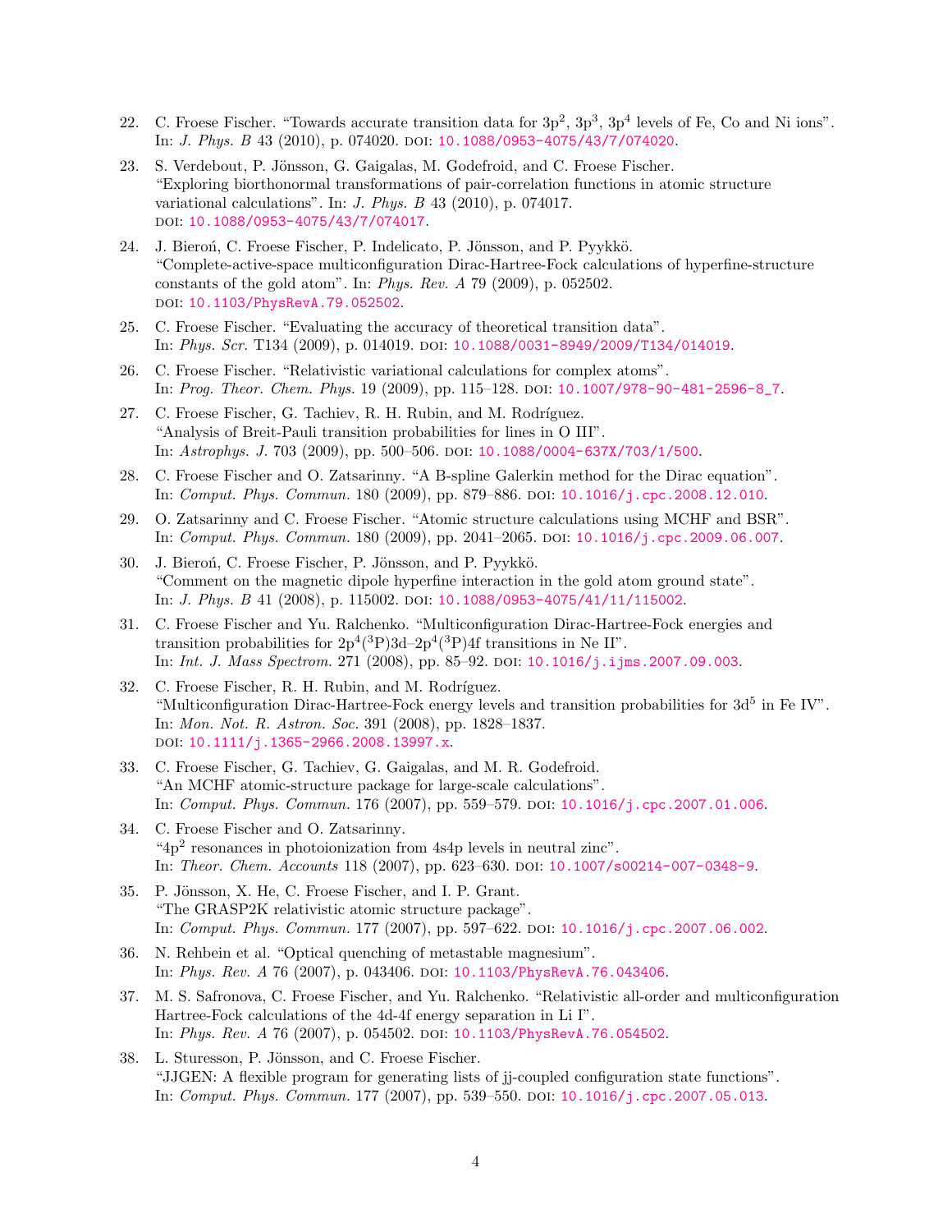22. C. Froese Fischer. “Towards accurate transition data for $3p^2$, $3p^3$, $3p^4$ levels of Fe, Co and Ni ions”. In: *J. Phys. B* 43 (2010), p. 074020. DOI: 10.1088/0953-4075/43/7/074020.

23. S. Verdebout, P. Jönsson, G. Gaigalas, M. Godefroid, and C. Froese Fischer. “Exploring biorthonormal transformations of pair-correlation functions in atomic structure variational calculations”. In: *J. Phys. B* 43 (2010), p. 074017. DOI: 10.1088/0953-4075/43/7/074017.

24. J. Bieroń, C. Froese Fischer, P. Indelicato, P. Jönsson, and P. Pyykkö. “Complete-active-space multiconfiguration Dirac-Hartree-Fock calculations of hyperfine-structure constants of the gold atom”. In: *Phys. Rev. A* 79 (2009), p. 052502. DOI: 10.1103/PhysRevA.79.052502.

25. C. Froese Fischer. “Evaluating the accuracy of theoretical transition data”. In: *Phys. Scr.* T134 (2009), p. 014019. DOI: 10.1088/0031-8949/2009/T134/014019.

26. C. Froese Fischer. “Relativistic variational calculations for complex atoms”. In: *Prog. Theor. Chem. Phys.* 19 (2009), pp. 115–128. DOI: 10.1007/978-90-481-2596-8_7.

27. C. Froese Fischer, G. Tachiev, R. H. Rubin, and M. Rodríguez. “Analysis of Breit-Pauli transition probabilities for lines in O III”. In: *Astrophys. J.* 703 (2009), pp. 500–506. DOI: 10.1088/0004-637X/703/1/500.

28. C. Froese Fischer and O. Zatsarinny. “A B-spline Galerkin method for the Dirac equation”. In: *Comput. Phys. Commun.* 180 (2009), pp. 879–886. DOI: 10.1016/j.cpc.2008.12.010.

29. O. Zatsarinny and C. Froese Fischer. “Atomic structure calculations using MCHF and BSR”. In: *Comput. Phys. Commun.* 180 (2009), pp. 2041–2065. DOI: 10.1016/j.cpc.2009.06.007.

30. J. Bieroń, C. Froese Fischer, P. Jönsson, and P. Pyykkö. “Comment on the magnetic dipole hyperfine interaction in the gold atom ground state”. In: *J. Phys. B* 41 (2008), p. 115002. DOI: 10.1088/0953-4075/41/11/115002.

31. C. Froese Fischer and Yu. Ralchenko. “Multiconfiguration Dirac-Hartree-Fock energies and transition probabilities for $2p^4(^3P)3d$–$2p^4(^3P)4f$ transitions in Ne II”. In: *Int. J. Mass Spectrom.* 271 (2008), pp. 85–92. DOI: 10.1016/j.ijms.2007.09.003.

32. C. Froese Fischer, R. H. Rubin, and M. Rodríguez. “Multiconfiguration Dirac-Hartree-Fock energy levels and transition probabilities for $3d^5$ in Fe IV”. In: *Mon. Not. R. Astron. Soc.* 391 (2008), pp. 1828–1837. DOI: 10.1111/j.1365-2966.2008.13997.x.

33. C. Froese Fischer, G. Tachiev, G. Gaigalas, and M. R. Godefroid. “An MCHF atomic-structure package for large-scale calculations”. In: *Comput. Phys. Commun.* 176 (2007), pp. 559–579. DOI: 10.1016/j.cpc.2007.01.006.

34. C. Froese Fischer and O. Zatsarinny. “$4p^2$ resonances in photoionization from 4s4p levels in neutral zinc”. In: *Theor. Chem. Accounts* 118 (2007), pp. 623–630. DOI: 10.1007/s00214-007-0348-9.

35. P. Jönsson, X. He, C. Froese Fischer, and I. P. Grant. “The GRASP2K relativistic atomic structure package”. In: *Comput. Phys. Commun.* 177 (2007), pp. 597–622. DOI: 10.1016/j.cpc.2007.06.002.

36. N. Rehbein et al. “Optical quenching of metastable magnesium”. In: *Phys. Rev. A* 76 (2007), p. 043406. DOI: 10.1103/PhysRevA.76.043406.

37. M. S. Safronova, C. Froese Fischer, and Yu. Ralchenko. “Relativistic all-order and multiconfiguration Hartree-Fock calculations of the 4d-4f energy separation in Li I”. In: *Phys. Rev. A* 76 (2007), p. 054502. DOI: 10.1103/PhysRevA.76.054502.

38. L. Sturesson, P. Jönsson, and C. Froese Fischer. “JJGEN: A flexible program for generating lists of jj-coupled configuration state functions”. In: *Comput. Phys. Commun.* 177 (2007), pp. 539–550. DOI: 10.1016/j.cpc.2007.05.013.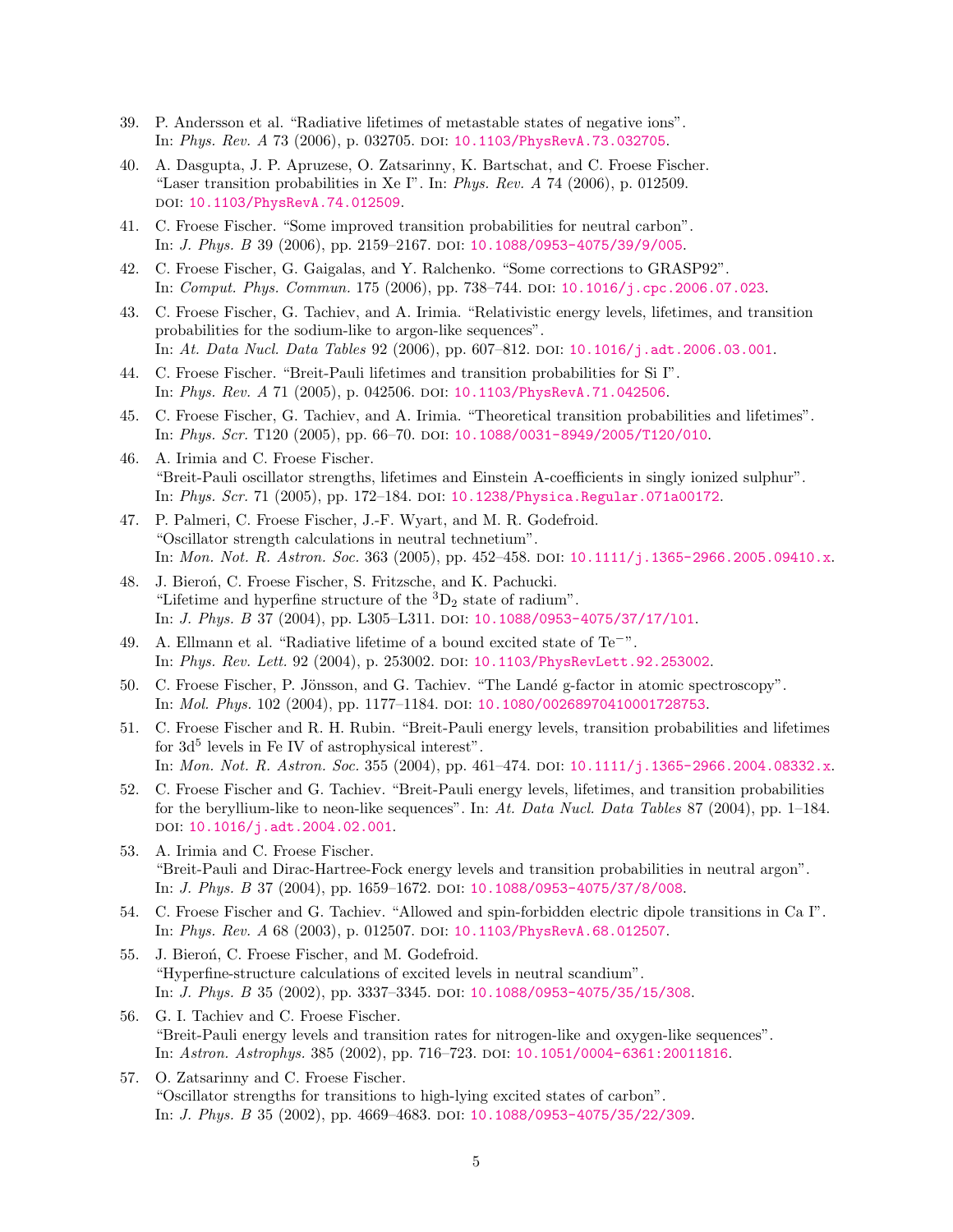39. P. Andersson et al. “Radiative lifetimes of metastable states of negative ions”. In: *Phys. Rev. A* 73 (2006), p. 032705. DOI: 10.1103/PhysRevA.73.032705.

40. A. Dasgupta, J. P. Apruzese, O. Zatsarinny, K. Bartschat, and C. Froese Fischer. “Laser transition probabilities in Xe I”. In: *Phys. Rev. A* 74 (2006), p. 012509. DOI: 10.1103/PhysRevA.74.012509.

41. C. Froese Fischer. “Some improved transition probabilities for neutral carbon”. In: *J. Phys. B* 39 (2006), pp. 2159–2167. DOI: 10.1088/0953-4075/39/9/005.

42. C. Froese Fischer, G. Gaigalas, and Y. Ralchenko. “Some corrections to GRASP92”. In: *Comput. Phys. Commun.* 175 (2006), pp. 738–744. DOI: 10.1016/j.cpc.2006.07.023.

43. C. Froese Fischer, G. Tachiev, and A. Irimia. “Relativistic energy levels, lifetimes, and transition probabilities for the sodium-like to argon-like sequences”. In: *At. Data Nucl. Data Tables* 92 (2006), pp. 607–812. DOI: 10.1016/j.adt.2006.03.001.

44. C. Froese Fischer. “Breit-Pauli lifetimes and transition probabilities for Si I”. In: *Phys. Rev. A* 71 (2005), p. 042506. DOI: 10.1103/PhysRevA.71.042506.

45. C. Froese Fischer, G. Tachiev, and A. Irimia. “Theoretical transition probabilities and lifetimes”. In: *Phys. Scr.* T120 (2005), pp. 66–70. DOI: 10.1088/0031-8949/2005/T120/010.

46. A. Irimia and C. Froese Fischer. “Breit-Pauli oscillator strengths, lifetimes and Einstein A-coefficients in singly ionized sulphur”. In: *Phys. Scr.* 71 (2005), pp. 172–184. DOI: 10.1238/Physica.Regular.071a00172.

47. P. Palmeri, C. Froese Fischer, J.-F. Wyart, and M. R. Godefroid. “Oscillator strength calculations in neutral technetium”. In: *Mon. Not. R. Astron. Soc.* 363 (2005), pp. 452–458. DOI: 10.1111/j.1365-2966.2005.09410.x.

48. J. Bieroń, C. Froese Fischer, S. Fritzsche, and K. Pachucki. “Lifetime and hyperfine structure of the $^3D_2$ state of radium”. In: *J. Phys. B* 37 (2004), pp. L305–L311. DOI: 10.1088/0953-4075/37/17/l01.

49. A. Ellmann et al. “Radiative lifetime of a bound excited state of $Te^-$”. In: *Phys. Rev. Lett.* 92 (2004), p. 253002. DOI: 10.1103/PhysRevLett.92.253002.

50. C. Froese Fischer, P. Jönsson, and G. Tachiev. “The Landé g-factor in atomic spectroscopy”. In: *Mol. Phys.* 102 (2004), pp. 1177–1184. DOI: 10.1080/00268970410001728753.

51. C. Froese Fischer and R. H. Rubin. “Breit-Pauli energy levels, transition probabilities and lifetimes for $3d^5$ levels in Fe IV of astrophysical interest”. In: *Mon. Not. R. Astron. Soc.* 355 (2004), pp. 461–474. DOI: 10.1111/j.1365-2966.2004.08332.x.

52. C. Froese Fischer and G. Tachiev. “Breit-Pauli energy levels, lifetimes, and transition probabilities for the beryllium-like to neon-like sequences”. In: *At. Data Nucl. Data Tables* 87 (2004), pp. 1–184. DOI: 10.1016/j.adt.2004.02.001.

53. A. Irimia and C. Froese Fischer. “Breit-Pauli and Dirac-Hartree-Fock energy levels and transition probabilities in neutral argon”. In: *J. Phys. B* 37 (2004), pp. 1659–1672. DOI: 10.1088/0953-4075/37/8/008.

54. C. Froese Fischer and G. Tachiev. “Allowed and spin-forbidden electric dipole transitions in Ca I”. In: *Phys. Rev. A* 68 (2003), p. 012507. DOI: 10.1103/PhysRevA.68.012507.

55. J. Bieroń, C. Froese Fischer, and M. Godefroid. “Hyperfine-structure calculations of excited levels in neutral scandium”. In: *J. Phys. B* 35 (2002), pp. 3337–3345. DOI: 10.1088/0953-4075/35/15/308.

56. G. I. Tachiev and C. Froese Fischer. “Breit-Pauli energy levels and transition rates for nitrogen-like and oxygen-like sequences”. In: *Astron. Astrophys.* 385 (2002), pp. 716–723. DOI: 10.1051/0004-6361:20011816.

57. O. Zatsarinny and C. Froese Fischer. “Oscillator strengths for transitions to high-lying excited states of carbon”. In: *J. Phys. B* 35 (2002), pp. 4669–4683. DOI: 10.1088/0953-4075/35/22/309.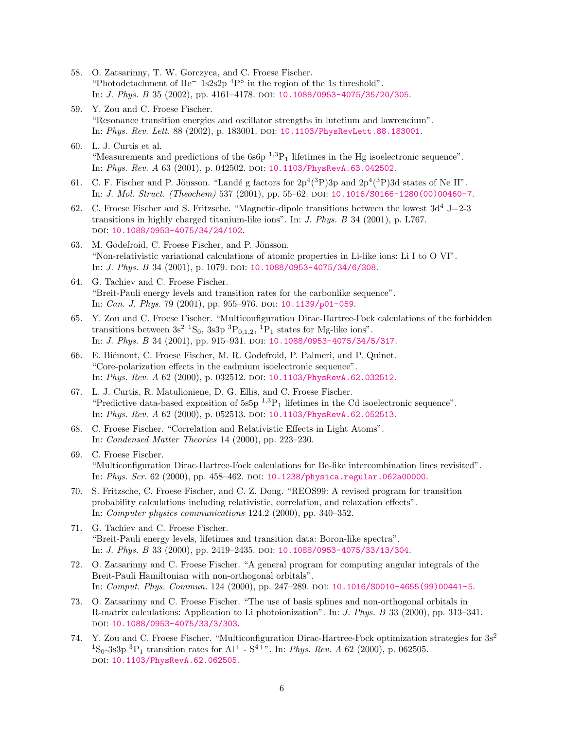58. O. Zatsarinny, T. W. Gorczyca, and C. Froese Fischer. "Photodetachment of $He^-$ 1s2s2p $^4P^\circ$ in the region of the 1s threshold". In: *J. Phys. B* 35 (2002), pp. 4161–4178. DOI: 10.1088/0953-4075/35/20/305.

59. Y. Zou and C. Froese Fischer. "Resonance transition energies and oscillator strengths in lutetium and lawrencium". In: *Phys. Rev. Lett.* 88 (2002), p. 183001. DOI: 10.1103/PhysRevLett.88.183001.

60. L. J. Curtis et al. "Measurements and predictions of the 6s6p $^{1,3}P_1$ lifetimes in the Hg isoelectronic sequence". In: *Phys. Rev. A* 63 (2001), p. 042502. DOI: 10.1103/PhysRevA.63.042502.

61. C. F. Fischer and P. Jönsson. "Landé g factors for $2p^4(^3P)3p$ and $2p^4(^3P)3d$ states of Ne II". In: *J. Mol. Struct. (Theochem)* 537 (2001), pp. 55–62. DOI: 10.1016/S0166-1280(00)00460-7.

62. C. Froese Fischer and S. Fritzsche. "Magnetic-dipole transitions between the lowest $3d^4$ J=2-3 transitions in highly charged titanium-like ions". In: *J. Phys. B* 34 (2001), p. L767. DOI: 10.1088/0953-4075/34/24/102.

63. M. Godefroid, C. Froese Fischer, and P. Jönsson. "Non-relativistic variational calculations of atomic properties in Li-like ions: Li I to O VI". In: *J. Phys. B* 34 (2001), p. 1079. DOI: 10.1088/0953-4075/34/6/308.

64. G. Tachiev and C. Froese Fischer. "Breit-Pauli energy levels and transition rates for the carbonlike sequence". In: *Can. J. Phys.* 79 (2001), pp. 955–976. DOI: 10.1139/p01-059.

65. Y. Zou and C. Froese Fischer. "Multiconfiguration Dirac-Hartree-Fock calculations of the forbidden transitions between $3s^2$ $^1S_0$, 3s3p $^3P_{0,1,2}$, $^1P_1$ states for Mg-like ions". In: *J. Phys. B* 34 (2001), pp. 915–931. DOI: 10.1088/0953-4075/34/5/317.

66. E. Biémont, C. Froese Fischer, M. R. Godefroid, P. Palmeri, and P. Quinet. "Core-polarization effects in the cadmium isoelectronic sequence". In: *Phys. Rev. A* 62 (2000), p. 032512. DOI: 10.1103/PhysRevA.62.032512.

67. L. J. Curtis, R. Matulioniene, D. G. Ellis, and C. Froese Fischer. "Predictive data-based exposition of 5s5p $^{1,3}P_1$ lifetimes in the Cd isoelectronic sequence". In: *Phys. Rev. A* 62 (2000), p. 052513. DOI: 10.1103/PhysRevA.62.052513.

68. C. Froese Fischer. "Correlation and Relativistic Effects in Light Atoms". In: *Condensed Matter Theories* 14 (2000), pp. 223–230.

69. C. Froese Fischer. "Multiconfiguration Dirac-Hartree-Fock calculations for Be-like intercombination lines revisited". In: *Phys. Scr.* 62 (2000), pp. 458–462. DOI: 10.1238/physica.regular.062a00000.

70. S. Fritzsche, C. Froese Fischer, and C. Z. Dong. "REOS99: A revised program for transition probability calculations including relativistic, correlation, and relaxation effects". In: *Computer physics communications* 124.2 (2000), pp. 340–352.

71. G. Tachiev and C. Froese Fischer. "Breit-Pauli energy levels, lifetimes and transition data: Boron-like spectra". In: *J. Phys. B* 33 (2000), pp. 2419–2435. DOI: 10.1088/0953-4075/33/13/304.

72. O. Zatsarinny and C. Froese Fischer. "A general program for computing angular integrals of the Breit-Pauli Hamiltonian with non-orthogonal orbitals". In: *Comput. Phys. Commun.* 124 (2000), pp. 247–289. DOI: 10.1016/S0010-4655(99)00441-5.

73. O. Zatsarinny and C. Froese Fischer. "The use of basis splines and non-orthogonal orbitals in R-matrix calculations: Application to Li photoionization". In: *J. Phys. B* 33 (2000), pp. 313–341. DOI: 10.1088/0953-4075/33/3/303.

74. Y. Zou and C. Froese Fischer. "Multiconfiguration Dirac-Hartree-Fock optimization strategies for $3s^2$ $^1S_0$-3s3p $^3P_1$ transition rates for $Al^+$ - $S^{4+}$". In: *Phys. Rev. A* 62 (2000), p. 062505. DOI: 10.1103/PhysRevA.62.062505.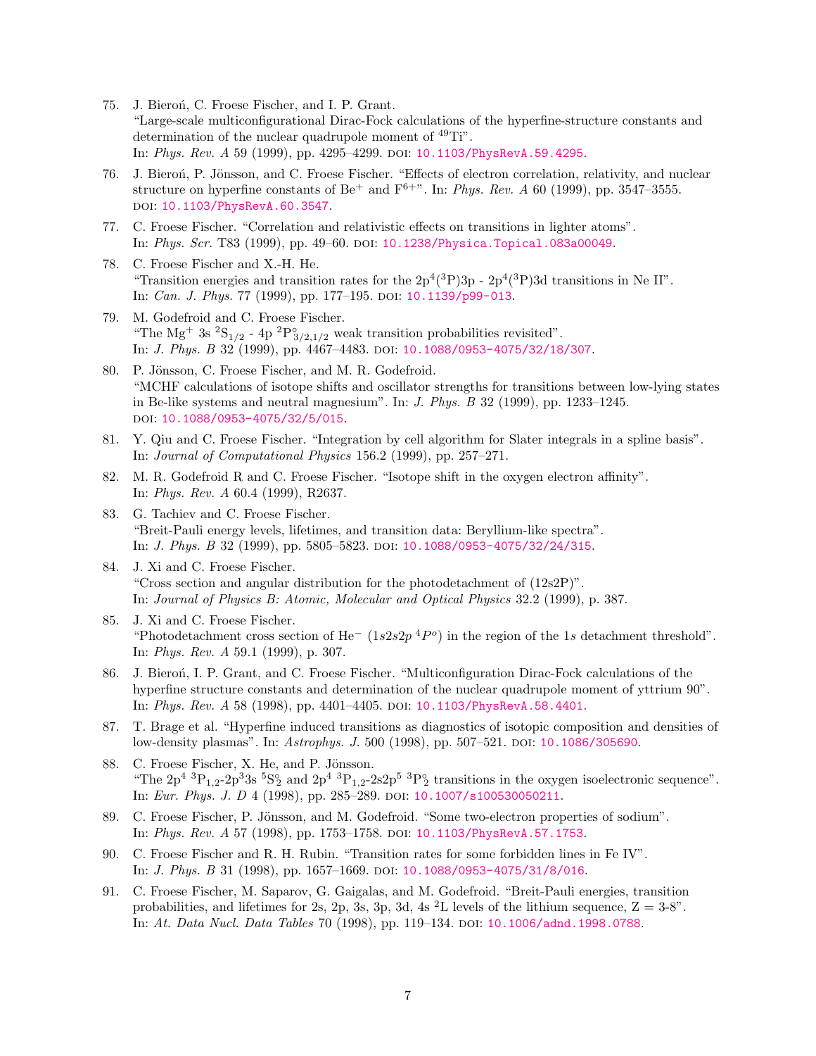75. J. Bieroń, C. Froese Fischer, and I. P. Grant.
"Large-scale multiconfigurational Dirac-Fock calculations of the hyperfine-structure constants and determination of the nuclear quadrupole moment of $^{49}$Ti".
In: *Phys. Rev. A* 59 (1999), pp. 4295–4299. DOI: 10.1103/PhysRevA.59.4295.

76. J. Bieroń, P. Jönsson, and C. Froese Fischer. "Effects of electron correlation, relativity, and nuclear structure on hyperfine constants of Be$^+$ and F$^{6+}$". In: *Phys. Rev. A* 60 (1999), pp. 3547–3555. DOI: 10.1103/PhysRevA.60.3547.

77. C. Froese Fischer. "Correlation and relativistic effects on transitions in lighter atoms".
In: *Phys. Scr.* T83 (1999), pp. 49–60. DOI: 10.1238/Physica.Topical.083a00049.

78. C. Froese Fischer and X.-H. He.
"Transition energies and transition rates for the 2p$^4$($^3$P)3p - 2p$^4$($^3$P)3d transitions in Ne II".
In: *Can. J. Phys.* 77 (1999), pp. 177–195. DOI: 10.1139/p99-013.

79. M. Godefroid and C. Froese Fischer.
"The Mg$^+$ 3s $^2$S$_{1/2}$ - 4p $^2$P$^\circ_{3/2,1/2}$ weak transition probabilities revisited".
In: *J. Phys. B* 32 (1999), pp. 4467–4483. DOI: 10.1088/0953-4075/32/18/307.

80. P. Jönsson, C. Froese Fischer, and M. R. Godefroid.
"MCHF calculations of isotope shifts and oscillator strengths for transitions between low-lying states in Be-like systems and neutral magnesium". In: *J. Phys. B* 32 (1999), pp. 1233–1245.
DOI: 10.1088/0953-4075/32/5/015.

81. Y. Qiu and C. Froese Fischer. "Integration by cell algorithm for Slater integrals in a spline basis".
In: *Journal of Computational Physics* 156.2 (1999), pp. 257–271.

82. M. R. Godefroid R and C. Froese Fischer. "Isotope shift in the oxygen electron affinity".
In: *Phys. Rev. A* 60.4 (1999), R2637.

83. G. Tachiev and C. Froese Fischer.
"Breit-Pauli energy levels, lifetimes, and transition data: Beryllium-like spectra".
In: *J. Phys. B* 32 (1999), pp. 5805–5823. DOI: 10.1088/0953-4075/32/24/315.

84. J. Xi and C. Froese Fischer.
"Cross section and angular distribution for the photodetachment of (12s2P)".
In: *Journal of Physics B: Atomic, Molecular and Optical Physics* 32.2 (1999), p. 387.

85. J. Xi and C. Froese Fischer.
"Photodetachment cross section of He$^-$ ($1s2s2p\,^4P^o$) in the region of the $1s$ detachment threshold".
In: *Phys. Rev. A* 59.1 (1999), p. 307.

86. J. Bieroń, I. P. Grant, and C. Froese Fischer. "Multiconfiguration Dirac-Fock calculations of the hyperfine structure constants and determination of the nuclear quadrupole moment of yttrium 90".
In: *Phys. Rev. A* 58 (1998), pp. 4401–4405. DOI: 10.1103/PhysRevA.58.4401.

87. T. Brage et al. "Hyperfine induced transitions as diagnostics of isotopic composition and densities of low-density plasmas". In: *Astrophys. J.* 500 (1998), pp. 507–521. DOI: 10.1086/305690.

88. C. Froese Fischer, X. He, and P. Jönsson.
"The 2p$^4$ $^3$P$_{1,2}$-2p$^3$3s $^5$S$^\circ_2$ and 2p$^4$ $^3$P$_{1,2}$-2s2p$^5$ $^3$P$^\circ_2$ transitions in the oxygen isoelectronic sequence".
In: *Eur. Phys. J. D* 4 (1998), pp. 285–289. DOI: 10.1007/s100530050211.

89. C. Froese Fischer, P. Jönsson, and M. Godefroid. "Some two-electron properties of sodium".
In: *Phys. Rev. A* 57 (1998), pp. 1753–1758. DOI: 10.1103/PhysRevA.57.1753.

90. C. Froese Fischer and R. H. Rubin. "Transition rates for some forbidden lines in Fe IV".
In: *J. Phys. B* 31 (1998), pp. 1657–1669. DOI: 10.1088/0953-4075/31/8/016.

91. C. Froese Fischer, M. Saparov, G. Gaigalas, and M. Godefroid. "Breit-Pauli energies, transition probabilities, and lifetimes for 2s, 2p, 3s, 3p, 3d, 4s $^2$L levels of the lithium sequence, Z = 3-8".
In: *At. Data Nucl. Data Tables* 70 (1998), pp. 119–134. DOI: 10.1006/adnd.1998.0788.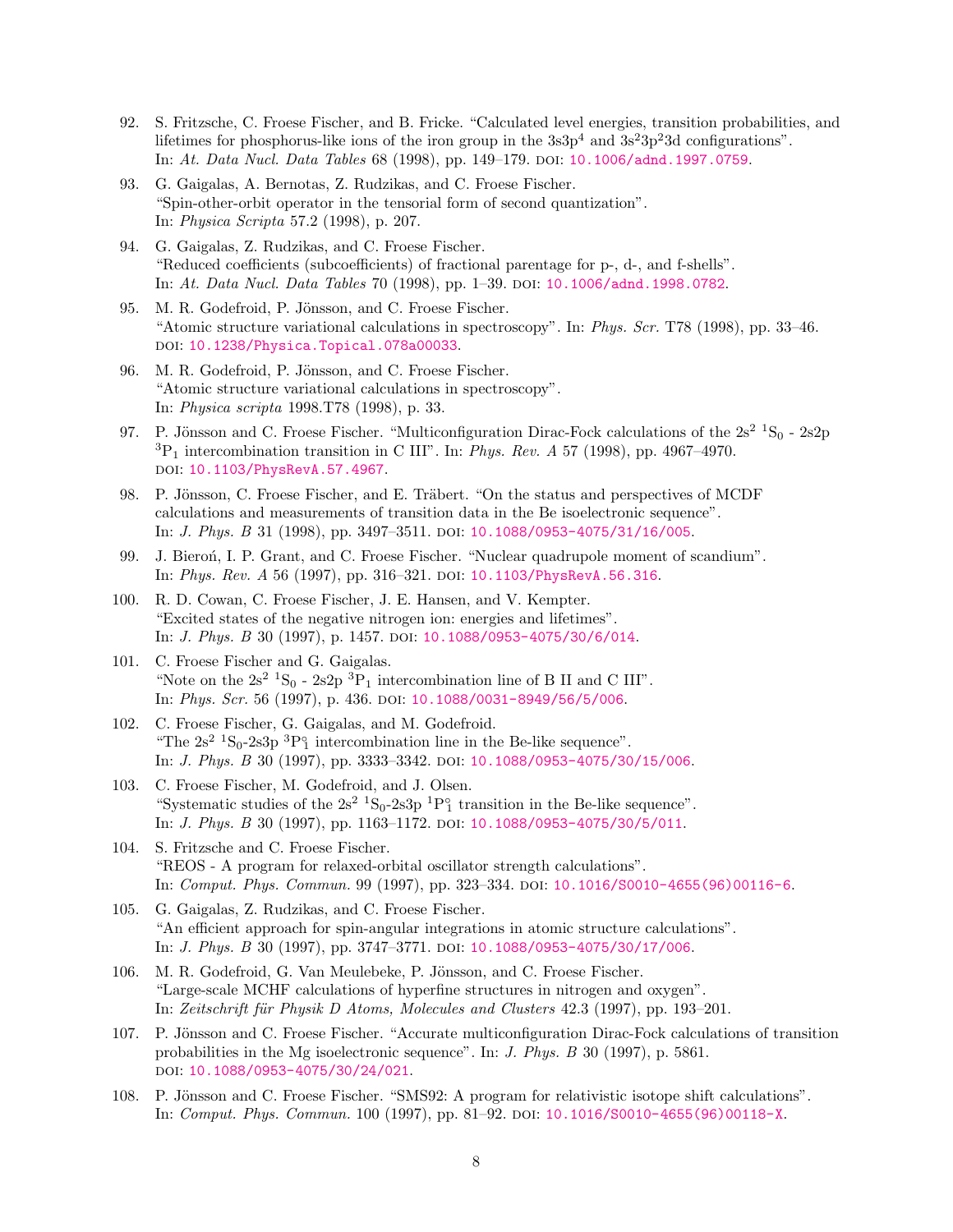92. S. Fritzsche, C. Froese Fischer, and B. Fricke. “Calculated level energies, transition probabilities, and lifetimes for phosphorus-like ions of the iron group in the $3s3p^4$ and $3s^23p^23d$ configurations”. In: *At. Data Nucl. Data Tables* 68 (1998), pp. 149–179. DOI: 10.1006/adnd.1997.0759.

93. G. Gaigalas, A. Bernotas, Z. Rudzikas, and C. Froese Fischer. “Spin-other-orbit operator in the tensorial form of second quantization”. In: *Physica Scripta* 57.2 (1998), p. 207.

94. G. Gaigalas, Z. Rudzikas, and C. Froese Fischer. “Reduced coefficients (subcoefficients) of fractional parentage for p-, d-, and f-shells”. In: *At. Data Nucl. Data Tables* 70 (1998), pp. 1–39. DOI: 10.1006/adnd.1998.0782.

95. M. R. Godefroid, P. Jönsson, and C. Froese Fischer. “Atomic structure variational calculations in spectroscopy”. In: *Phys. Scr.* T78 (1998), pp. 33–46. DOI: 10.1238/Physica.Topical.078a00033.

96. M. R. Godefroid, P. Jönsson, and C. Froese Fischer. “Atomic structure variational calculations in spectroscopy”. In: *Physica scripta* 1998.T78 (1998), p. 33.

97. P. Jönsson and C. Froese Fischer. “Multiconfiguration Dirac-Fock calculations of the $2s^2\ ^1S_0$ - 2s2p $^3P_1$ intercombination transition in C III”. In: *Phys. Rev. A* 57 (1998), pp. 4967–4970. DOI: 10.1103/PhysRevA.57.4967.

98. P. Jönsson, C. Froese Fischer, and E. Träbert. “On the status and perspectives of MCDF calculations and measurements of transition data in the Be isoelectronic sequence”. In: *J. Phys. B* 31 (1998), pp. 3497–3511. DOI: 10.1088/0953-4075/31/16/005.

99. J. Bieroń, I. P. Grant, and C. Froese Fischer. “Nuclear quadrupole moment of scandium”. In: *Phys. Rev. A* 56 (1997), pp. 316–321. DOI: 10.1103/PhysRevA.56.316.

100. R. D. Cowan, C. Froese Fischer, J. E. Hansen, and V. Kempter. “Excited states of the negative nitrogen ion: energies and lifetimes”. In: *J. Phys. B* 30 (1997), p. 1457. DOI: 10.1088/0953-4075/30/6/014.

101. C. Froese Fischer and G. Gaigalas. “Note on the $2s^2\ ^1S_0$ - 2s2p $^3P_1$ intercombination line of B II and C III”. In: *Phys. Scr.* 56 (1997), p. 436. DOI: 10.1088/0031-8949/56/5/006.

102. C. Froese Fischer, G. Gaigalas, and M. Godefroid. “The $2s^2\ ^1S_0$-2s3p $^3P^\circ_1$ intercombination line in the Be-like sequence”. In: *J. Phys. B* 30 (1997), pp. 3333–3342. DOI: 10.1088/0953-4075/30/15/006.

103. C. Froese Fischer, M. Godefroid, and J. Olsen. “Systematic studies of the $2s^2\ ^1S_0$-2s3p $^1P^\circ_1$ transition in the Be-like sequence”. In: *J. Phys. B* 30 (1997), pp. 1163–1172. DOI: 10.1088/0953-4075/30/5/011.

104. S. Fritzsche and C. Froese Fischer. “REOS - A program for relaxed-orbital oscillator strength calculations”. In: *Comput. Phys. Commun.* 99 (1997), pp. 323–334. DOI: 10.1016/S0010-4655(96)00116-6.

105. G. Gaigalas, Z. Rudzikas, and C. Froese Fischer. “An efficient approach for spin-angular integrations in atomic structure calculations”. In: *J. Phys. B* 30 (1997), pp. 3747–3771. DOI: 10.1088/0953-4075/30/17/006.

106. M. R. Godefroid, G. Van Meulebeke, P. Jönsson, and C. Froese Fischer. “Large-scale MCHF calculations of hyperfine structures in nitrogen and oxygen”. In: *Zeitschrift für Physik D Atoms, Molecules and Clusters* 42.3 (1997), pp. 193–201.

107. P. Jönsson and C. Froese Fischer. “Accurate multiconfiguration Dirac-Fock calculations of transition probabilities in the Mg isoelectronic sequence”. In: *J. Phys. B* 30 (1997), p. 5861. DOI: 10.1088/0953-4075/30/24/021.

108. P. Jönsson and C. Froese Fischer. “SMS92: A program for relativistic isotope shift calculations”. In: *Comput. Phys. Commun.* 100 (1997), pp. 81–92. DOI: 10.1016/S0010-4655(96)00118-X.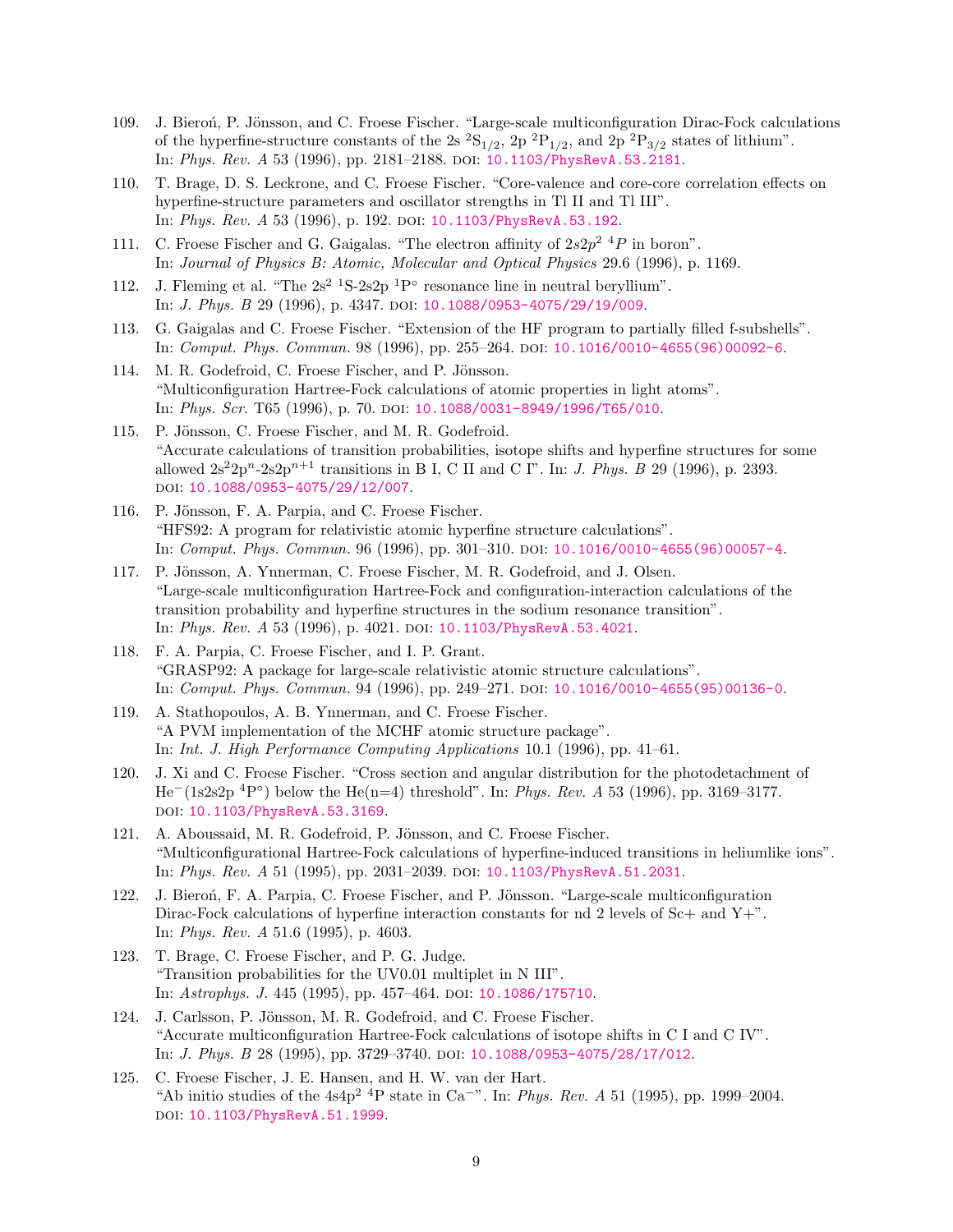109. J. Bieroń, P. Jönsson, and C. Froese Fischer. “Large-scale multiconfiguration Dirac-Fock calculations of the hyperfine-structure constants of the 2s $^2S_{1/2}$, 2p $^2P_{1/2}$, and 2p $^2P_{3/2}$ states of lithium”. In: *Phys. Rev. A* 53 (1996), pp. 2181–2188. DOI: 10.1103/PhysRevA.53.2181.
110. T. Brage, D. S. Leckrone, and C. Froese Fischer. “Core-valence and core-core correlation effects on hyperfine-structure parameters and oscillator strengths in Tl II and Tl III”. In: *Phys. Rev. A* 53 (1996), p. 192. DOI: 10.1103/PhysRevA.53.192.
111. C. Froese Fischer and G. Gaigalas. “The electron affinity of $2s2p^2\ ^4P$ in boron”. In: *Journal of Physics B: Atomic, Molecular and Optical Physics* 29.6 (1996), p. 1169.
112. J. Fleming et al. “The $2s^2\ ^1S$-$2s2p\ ^1P^\circ$ resonance line in neutral beryllium”. In: *J. Phys. B* 29 (1996), p. 4347. DOI: 10.1088/0953-4075/29/19/009.
113. G. Gaigalas and C. Froese Fischer. “Extension of the HF program to partially filled f-subshells”. In: *Comput. Phys. Commun.* 98 (1996), pp. 255–264. DOI: 10.1016/0010-4655(96)00092-6.
114. M. R. Godefroid, C. Froese Fischer, and P. Jönsson. “Multiconfiguration Hartree-Fock calculations of atomic properties in light atoms”. In: *Phys. Scr.* T65 (1996), p. 70. DOI: 10.1088/0031-8949/1996/T65/010.
115. P. Jönsson, C. Froese Fischer, and M. R. Godefroid. “Accurate calculations of transition probabilities, isotope shifts and hyperfine structures for some allowed $2s^22p^n$-$2s2p^{n+1}$ transitions in B I, C II and C I”. In: *J. Phys. B* 29 (1996), p. 2393. DOI: 10.1088/0953-4075/29/12/007.
116. P. Jönsson, F. A. Parpia, and C. Froese Fischer. “HFS92: A program for relativistic atomic hyperfine structure calculations”. In: *Comput. Phys. Commun.* 96 (1996), pp. 301–310. DOI: 10.1016/0010-4655(96)00057-4.
117. P. Jönsson, A. Ynnerman, C. Froese Fischer, M. R. Godefroid, and J. Olsen. “Large-scale multiconfiguration Hartree-Fock and configuration-interaction calculations of the transition probability and hyperfine structures in the sodium resonance transition”. In: *Phys. Rev. A* 53 (1996), p. 4021. DOI: 10.1103/PhysRevA.53.4021.
118. F. A. Parpia, C. Froese Fischer, and I. P. Grant. “GRASP92: A package for large-scale relativistic atomic structure calculations”. In: *Comput. Phys. Commun.* 94 (1996), pp. 249–271. DOI: 10.1016/0010-4655(95)00136-0.
119. A. Stathopoulos, A. B. Ynnerman, and C. Froese Fischer. “A PVM implementation of the MCHF atomic structure package”. In: *Int. J. High Performance Computing Applications* 10.1 (1996), pp. 41–61.
120. J. Xi and C. Froese Fischer. “Cross section and angular distribution for the photodetachment of $He^-(1s2s2p\ ^4P^\circ)$ below the He(n=4) threshold”. In: *Phys. Rev. A* 53 (1996), pp. 3169–3177. DOI: 10.1103/PhysRevA.53.3169.
121. A. Aboussaid, M. R. Godefroid, P. Jönsson, and C. Froese Fischer. “Multiconfigurational Hartree-Fock calculations of hyperfine-induced transitions in heliumlike ions”. In: *Phys. Rev. A* 51 (1995), pp. 2031–2039. DOI: 10.1103/PhysRevA.51.2031.
122. J. Bieroń, F. A. Parpia, C. Froese Fischer, and P. Jönsson. “Large-scale multiconfiguration Dirac-Fock calculations of hyperfine interaction constants for nd 2 levels of Sc+ and Y+”. In: *Phys. Rev. A* 51.6 (1995), p. 4603.
123. T. Brage, C. Froese Fischer, and P. G. Judge. “Transition probabilities for the UV0.01 multiplet in N III”. In: *Astrophys. J.* 445 (1995), pp. 457–464. DOI: 10.1086/175710.
124. J. Carlsson, P. Jönsson, M. R. Godefroid, and C. Froese Fischer. “Accurate multiconfiguration Hartree-Fock calculations of isotope shifts in C I and C IV”. In: *J. Phys. B* 28 (1995), pp. 3729–3740. DOI: 10.1088/0953-4075/28/17/012.
125. C. Froese Fischer, J. E. Hansen, and H. W. van der Hart. “Ab initio studies of the $4s4p^2\ ^4P$ state in $Ca^-$”. In: *Phys. Rev. A* 51 (1995), pp. 1999–2004. DOI: 10.1103/PhysRevA.51.1999.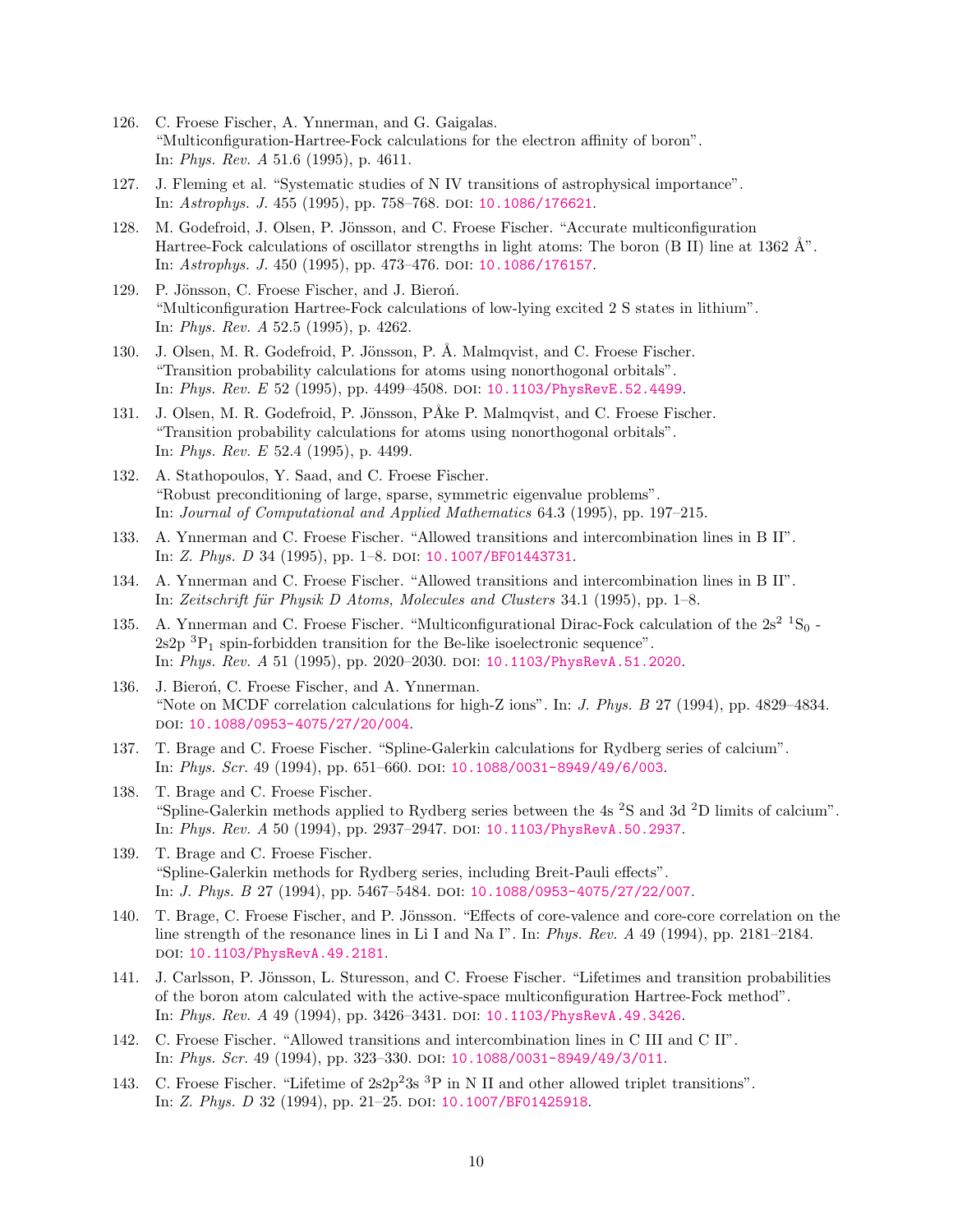126. C. Froese Fischer, A. Ynnerman, and G. Gaigalas.
"Multiconfiguration-Hartree-Fock calculations for the electron affinity of boron".
In: *Phys. Rev. A* 51.6 (1995), p. 4611.

127. J. Fleming et al. "Systematic studies of N IV transitions of astrophysical importance".
In: *Astrophys. J.* 455 (1995), pp. 758–768. DOI: 10.1086/176621.

128. M. Godefroid, J. Olsen, P. Jönsson, and C. Froese Fischer. "Accurate multiconfiguration Hartree-Fock calculations of oscillator strengths in light atoms: The boron (B II) line at 1362 Å".
In: *Astrophys. J.* 450 (1995), pp. 473–476. DOI: 10.1086/176157.

129. P. Jönsson, C. Froese Fischer, and J. Bieroń.
"Multiconfiguration Hartree-Fock calculations of low-lying excited 2 S states in lithium".
In: *Phys. Rev. A* 52.5 (1995), p. 4262.

130. J. Olsen, M. R. Godefroid, P. Jönsson, P. Å. Malmqvist, and C. Froese Fischer.
"Transition probability calculations for atoms using nonorthogonal orbitals".
In: *Phys. Rev. E* 52 (1995), pp. 4499–4508. DOI: 10.1103/PhysRevE.52.4499.

131. J. Olsen, M. R. Godefroid, P. Jönsson, PÅke P. Malmqvist, and C. Froese Fischer.
"Transition probability calculations for atoms using nonorthogonal orbitals".
In: *Phys. Rev. E* 52.4 (1995), p. 4499.

132. A. Stathopoulos, Y. Saad, and C. Froese Fischer.
"Robust preconditioning of large, sparse, symmetric eigenvalue problems".
In: *Journal of Computational and Applied Mathematics* 64.3 (1995), pp. 197–215.

133. A. Ynnerman and C. Froese Fischer. "Allowed transitions and intercombination lines in B II".
In: *Z. Phys. D* 34 (1995), pp. 1–8. DOI: 10.1007/BF01443731.

134. A. Ynnerman and C. Froese Fischer. "Allowed transitions and intercombination lines in B II".
In: *Zeitschrift für Physik D Atoms, Molecules and Clusters* 34.1 (1995), pp. 1–8.

135. A. Ynnerman and C. Froese Fischer. "Multiconfigurational Dirac-Fock calculation of the $2s^2\ ^1S_0$ - $2s2p\ ^3P_1$ spin-forbidden transition for the Be-like isoelectronic sequence".
In: *Phys. Rev. A* 51 (1995), pp. 2020–2030. DOI: 10.1103/PhysRevA.51.2020.

136. J. Bieroń, C. Froese Fischer, and A. Ynnerman.
"Note on MCDF correlation calculations for high-Z ions". In: *J. Phys. B* 27 (1994), pp. 4829–4834.
DOI: 10.1088/0953-4075/27/20/004.

137. T. Brage and C. Froese Fischer. "Spline-Galerkin calculations for Rydberg series of calcium".
In: *Phys. Scr.* 49 (1994), pp. 651–660. DOI: 10.1088/0031-8949/49/6/003.

138. T. Brage and C. Froese Fischer.
"Spline-Galerkin methods applied to Rydberg series between the 4s $^2$S and 3d $^2$D limits of calcium".
In: *Phys. Rev. A* 50 (1994), pp. 2937–2947. DOI: 10.1103/PhysRevA.50.2937.

139. T. Brage and C. Froese Fischer.
"Spline-Galerkin methods for Rydberg series, including Breit-Pauli effects".
In: *J. Phys. B* 27 (1994), pp. 5467–5484. DOI: 10.1088/0953-4075/27/22/007.

140. T. Brage, C. Froese Fischer, and P. Jönsson. "Effects of core-valence and core-core correlation on the line strength of the resonance lines in Li I and Na I". In: *Phys. Rev. A* 49 (1994), pp. 2181–2184.
DOI: 10.1103/PhysRevA.49.2181.

141. J. Carlsson, P. Jönsson, L. Sturesson, and C. Froese Fischer. "Lifetimes and transition probabilities of the boron atom calculated with the active-space multiconfiguration Hartree-Fock method".
In: *Phys. Rev. A* 49 (1994), pp. 3426–3431. DOI: 10.1103/PhysRevA.49.3426.

142. C. Froese Fischer. "Allowed transitions and intercombination lines in C III and C II".
In: *Phys. Scr.* 49 (1994), pp. 323–330. DOI: 10.1088/0031-8949/49/3/011.

143. C. Froese Fischer. "Lifetime of $2s2p^23s\ ^3P$ in N II and other allowed triplet transitions".
In: *Z. Phys. D* 32 (1994), pp. 21–25. DOI: 10.1007/BF01425918.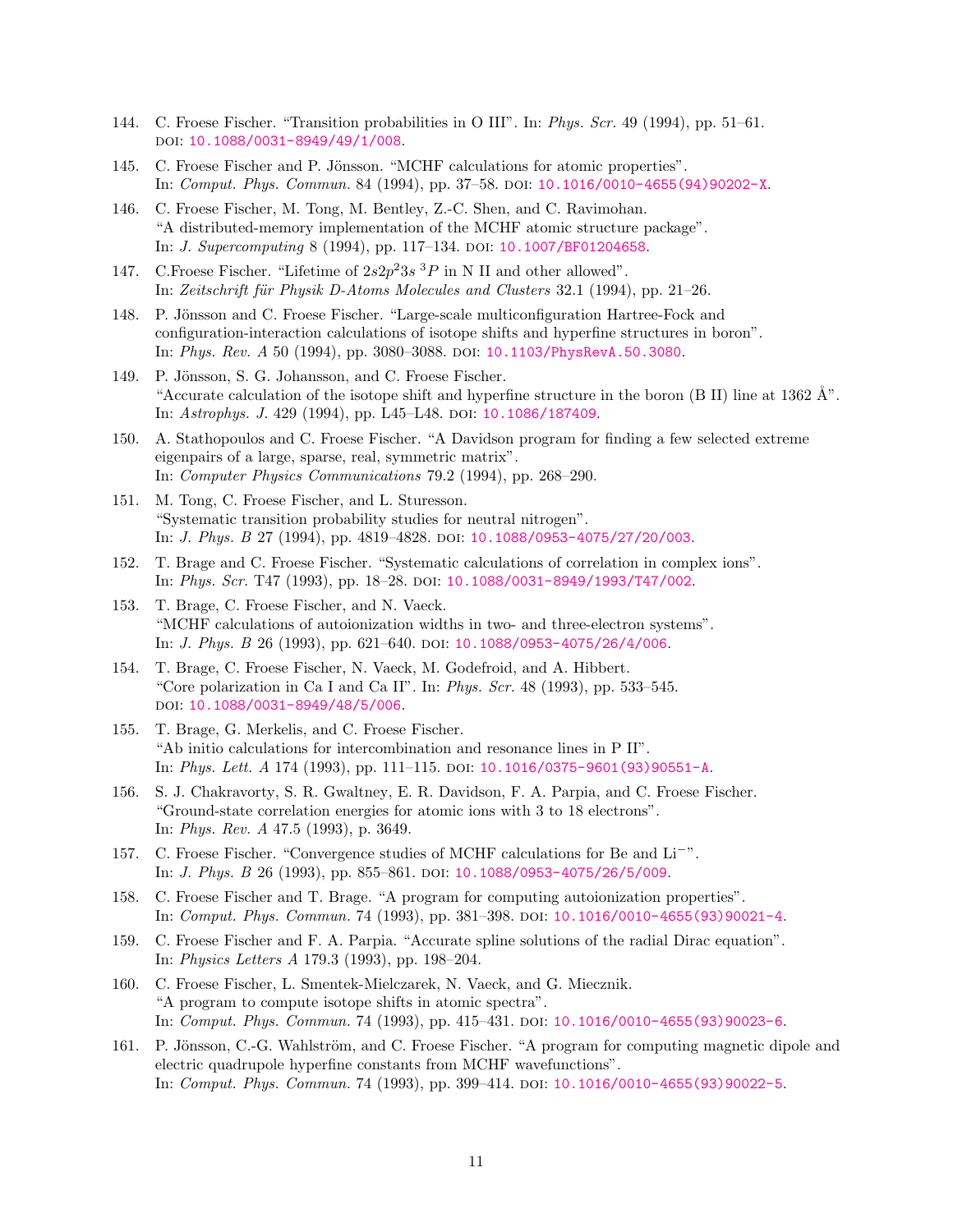144. C. Froese Fischer. “Transition probabilities in O III”. In: *Phys. Scr.* 49 (1994), pp. 51–61. DOI: 10.1088/0031-8949/49/1/008.

145. C. Froese Fischer and P. Jönsson. “MCHF calculations for atomic properties”. In: *Comput. Phys. Commun.* 84 (1994), pp. 37–58. DOI: 10.1016/0010-4655(94)90202-X.

146. C. Froese Fischer, M. Tong, M. Bentley, Z.-C. Shen, and C. Ravimohan. “A distributed-memory implementation of the MCHF atomic structure package”. In: *J. Supercomputing* 8 (1994), pp. 117–134. DOI: 10.1007/BF01204658.

147. C.Froese Fischer. “Lifetime of $2s2p^2 3s\ ^3P$ in N II and other allowed”. In: *Zeitschrift für Physik D-Atoms Molecules and Clusters* 32.1 (1994), pp. 21–26.

148. P. Jönsson and C. Froese Fischer. “Large-scale multiconfiguration Hartree-Fock and configuration-interaction calculations of isotope shifts and hyperfine structures in boron”. In: *Phys. Rev. A* 50 (1994), pp. 3080–3088. DOI: 10.1103/PhysRevA.50.3080.

149. P. Jönsson, S. G. Johansson, and C. Froese Fischer. “Accurate calculation of the isotope shift and hyperfine structure in the boron (B II) line at 1362 Å”. In: *Astrophys. J.* 429 (1994), pp. L45–L48. DOI: 10.1086/187409.

150. A. Stathopoulos and C. Froese Fischer. “A Davidson program for finding a few selected extreme eigenpairs of a large, sparse, real, symmetric matrix”. In: *Computer Physics Communications* 79.2 (1994), pp. 268–290.

151. M. Tong, C. Froese Fischer, and L. Sturesson. “Systematic transition probability studies for neutral nitrogen”. In: *J. Phys. B* 27 (1994), pp. 4819–4828. DOI: 10.1088/0953-4075/27/20/003.

152. T. Brage and C. Froese Fischer. “Systematic calculations of correlation in complex ions”. In: *Phys. Scr.* T47 (1993), pp. 18–28. DOI: 10.1088/0031-8949/1993/T47/002.

153. T. Brage, C. Froese Fischer, and N. Vaeck. “MCHF calculations of autoionization widths in two- and three-electron systems”. In: *J. Phys. B* 26 (1993), pp. 621–640. DOI: 10.1088/0953-4075/26/4/006.

154. T. Brage, C. Froese Fischer, N. Vaeck, M. Godefroid, and A. Hibbert. “Core polarization in Ca I and Ca II”. In: *Phys. Scr.* 48 (1993), pp. 533–545. DOI: 10.1088/0031-8949/48/5/006.

155. T. Brage, G. Merkelis, and C. Froese Fischer. “Ab initio calculations for intercombination and resonance lines in P II”. In: *Phys. Lett. A* 174 (1993), pp. 111–115. DOI: 10.1016/0375-9601(93)90551-A.

156. S. J. Chakravorty, S. R. Gwaltney, E. R. Davidson, F. A. Parpia, and C. Froese Fischer. “Ground-state correlation energies for atomic ions with 3 to 18 electrons”. In: *Phys. Rev. A* 47.5 (1993), p. 3649.

157. C. Froese Fischer. “Convergence studies of MCHF calculations for Be and $\mathrm{Li}^-$”. In: *J. Phys. B* 26 (1993), pp. 855–861. DOI: 10.1088/0953-4075/26/5/009.

158. C. Froese Fischer and T. Brage. “A program for computing autoionization properties”. In: *Comput. Phys. Commun.* 74 (1993), pp. 381–398. DOI: 10.1016/0010-4655(93)90021-4.

159. C. Froese Fischer and F. A. Parpia. “Accurate spline solutions of the radial Dirac equation”. In: *Physics Letters A* 179.3 (1993), pp. 198–204.

160. C. Froese Fischer, L. Smentek-Mielczarek, N. Vaeck, and G. Miecznik. “A program to compute isotope shifts in atomic spectra”. In: *Comput. Phys. Commun.* 74 (1993), pp. 415–431. DOI: 10.1016/0010-4655(93)90023-6.

161. P. Jönsson, C.-G. Wahlström, and C. Froese Fischer. “A program for computing magnetic dipole and electric quadrupole hyperfine constants from MCHF wavefunctions”. In: *Comput. Phys. Commun.* 74 (1993), pp. 399–414. DOI: 10.1016/0010-4655(93)90022-5.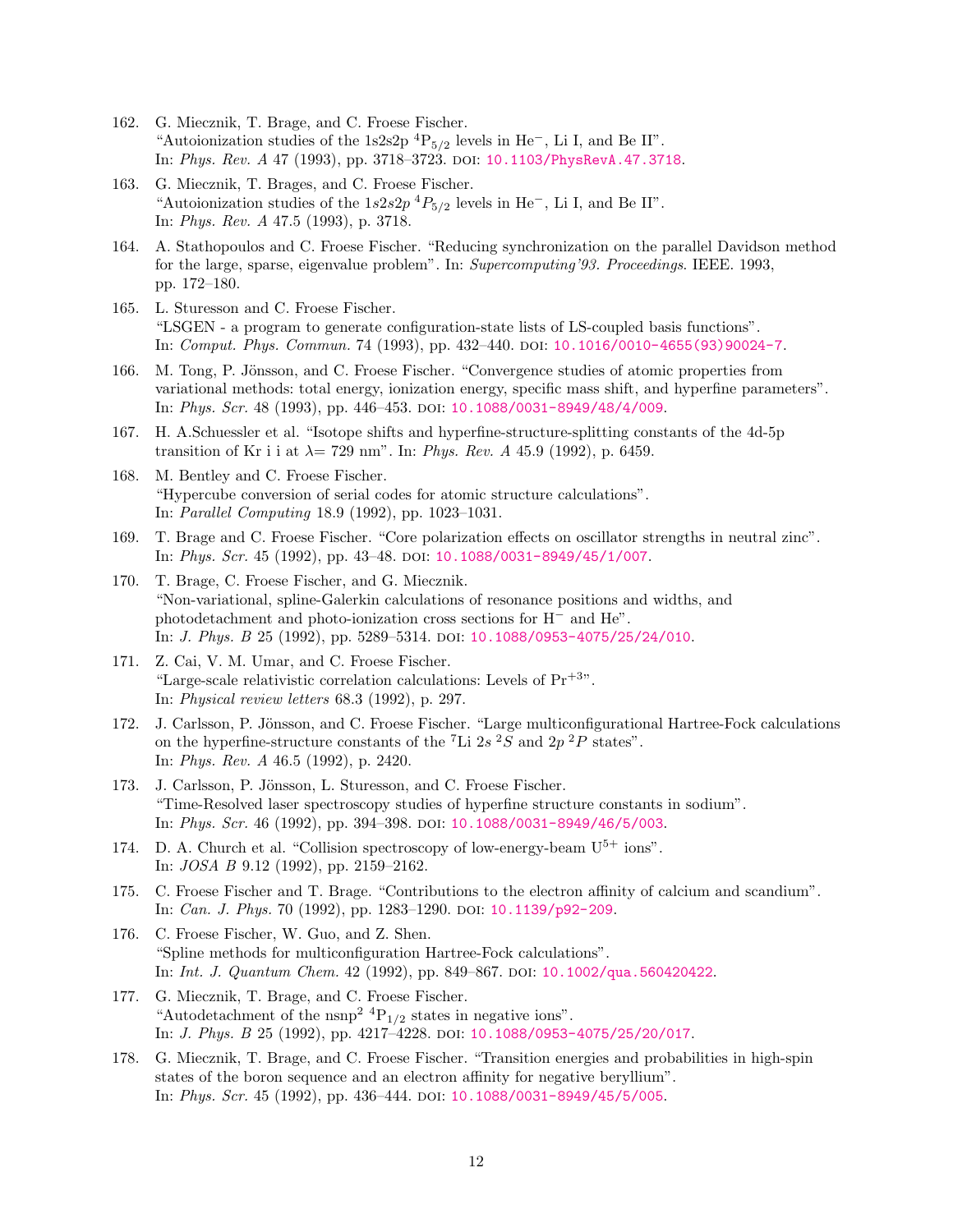162. G. Miecznik, T. Brage, and C. Froese Fischer.
"Autoionization studies of the 1s2s2p $^4P_{5/2}$ levels in $He^-$, Li I, and Be II".
In: *Phys. Rev. A* 47 (1993), pp. 3718–3723. DOI: 10.1103/PhysRevA.47.3718.

163. G. Miecznik, T. Brages, and C. Froese Fischer.
"Autoionization studies of the $1s2s2p$ $^4P_{5/2}$ levels in $He^-$, Li I, and Be II".
In: *Phys. Rev. A* 47.5 (1993), p. 3718.

164. A. Stathopoulos and C. Froese Fischer. "Reducing synchronization on the parallel Davidson method for the large, sparse, eigenvalue problem". In: *Supercomputing'93. Proceedings.* IEEE. 1993, pp. 172–180.

165. L. Sturesson and C. Froese Fischer.
"LSGEN - a program to generate configuration-state lists of LS-coupled basis functions".
In: *Comput. Phys. Commun.* 74 (1993), pp. 432–440. DOI: 10.1016/0010-4655(93)90024-7.

166. M. Tong, P. Jönsson, and C. Froese Fischer. "Convergence studies of atomic properties from variational methods: total energy, ionization energy, specific mass shift, and hyperfine parameters". In: *Phys. Scr.* 48 (1993), pp. 446–453. DOI: 10.1088/0031-8949/48/4/009.

167. H. A.Schuessler et al. "Isotope shifts and hyperfine-structure-splitting constants of the 4d-5p transition of Kr i i at $\lambda$= 729 nm". In: *Phys. Rev. A* 45.9 (1992), p. 6459.

168. M. Bentley and C. Froese Fischer.
"Hypercube conversion of serial codes for atomic structure calculations".
In: *Parallel Computing* 18.9 (1992), pp. 1023–1031.

169. T. Brage and C. Froese Fischer. "Core polarization effects on oscillator strengths in neutral zinc". In: *Phys. Scr.* 45 (1992), pp. 43–48. DOI: 10.1088/0031-8949/45/1/007.

170. T. Brage, C. Froese Fischer, and G. Miecznik.
"Non-variational, spline-Galerkin calculations of resonance positions and widths, and photodetachment and photo-ionization cross sections for $H^-$ and He".
In: *J. Phys. B* 25 (1992), pp. 5289–5314. DOI: 10.1088/0953-4075/25/24/010.

171. Z. Cai, V. M. Umar, and C. Froese Fischer.
"Large-scale relativistic correlation calculations: Levels of $Pr^{+3}$".
In: *Physical review letters* 68.3 (1992), p. 297.

172. J. Carlsson, P. Jönsson, and C. Froese Fischer. "Large multiconfigurational Hartree-Fock calculations on the hyperfine-structure constants of the $^7$Li $2s$ $^2S$ and $2p$ $^2P$ states".
In: *Phys. Rev. A* 46.5 (1992), p. 2420.

173. J. Carlsson, P. Jönsson, L. Sturesson, and C. Froese Fischer.
"Time-Resolved laser spectroscopy studies of hyperfine structure constants in sodium".
In: *Phys. Scr.* 46 (1992), pp. 394–398. DOI: 10.1088/0031-8949/46/5/003.

174. D. A. Church et al. "Collision spectroscopy of low-energy-beam $U^{5+}$ ions".
In: *JOSA B* 9.12 (1992), pp. 2159–2162.

175. C. Froese Fischer and T. Brage. "Contributions to the electron affinity of calcium and scandium".
In: *Can. J. Phys.* 70 (1992), pp. 1283–1290. DOI: 10.1139/p92-209.

176. C. Froese Fischer, W. Guo, and Z. Shen.
"Spline methods for multiconfiguration Hartree-Fock calculations".
In: *Int. J. Quantum Chem.* 42 (1992), pp. 849–867. DOI: 10.1002/qua.560420422.

177. G. Miecznik, T. Brage, and C. Froese Fischer.
"Autodetachment of the nsnp$^2$ $^4P_{1/2}$ states in negative ions".
In: *J. Phys. B* 25 (1992), pp. 4217–4228. DOI: 10.1088/0953-4075/25/20/017.

178. G. Miecznik, T. Brage, and C. Froese Fischer. "Transition energies and probabilities in high-spin states of the boron sequence and an electron affinity for negative beryllium".
In: *Phys. Scr.* 45 (1992), pp. 436–444. DOI: 10.1088/0031-8949/45/5/005.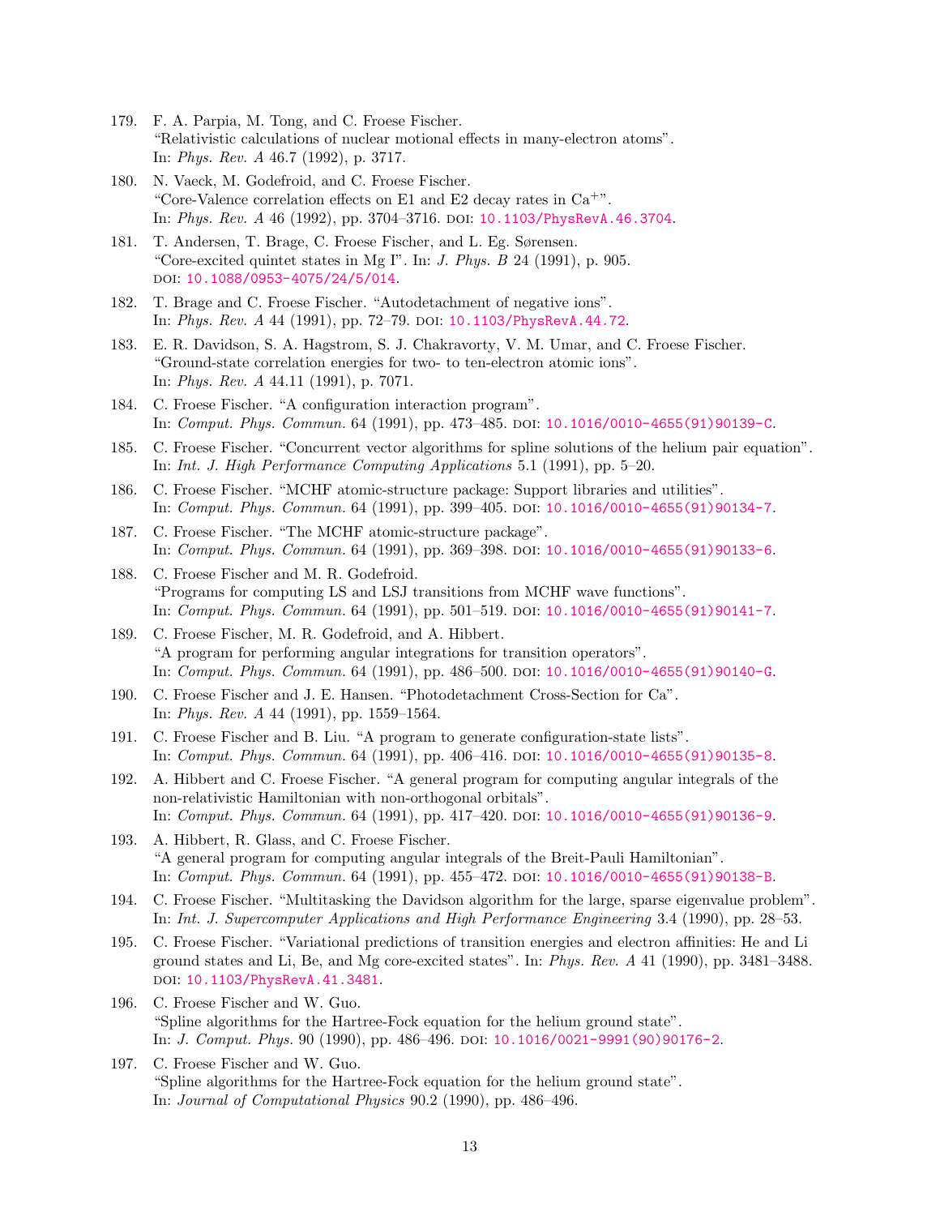179. F. A. Parpia, M. Tong, and C. Froese Fischer.
"Relativistic calculations of nuclear motional effects in many-electron atoms".
In: *Phys. Rev. A* 46.7 (1992), p. 3717.

180. N. Vaeck, M. Godefroid, and C. Froese Fischer.
"Core-Valence correlation effects on E1 and E2 decay rates in $Ca^{+}$".
In: *Phys. Rev. A* 46 (1992), pp. 3704–3716. DOI: 10.1103/PhysRevA.46.3704.

181. T. Andersen, T. Brage, C. Froese Fischer, and L. Eg. Sørensen.
"Core-excited quintet states in Mg I". In: *J. Phys. B* 24 (1991), p. 905.
DOI: 10.1088/0953-4075/24/5/014.

182. T. Brage and C. Froese Fischer. "Autodetachment of negative ions".
In: *Phys. Rev. A* 44 (1991), pp. 72–79. DOI: 10.1103/PhysRevA.44.72.

183. E. R. Davidson, S. A. Hagstrom, S. J. Chakravorty, V. M. Umar, and C. Froese Fischer.
"Ground-state correlation energies for two- to ten-electron atomic ions".
In: *Phys. Rev. A* 44.11 (1991), p. 7071.

184. C. Froese Fischer. "A configuration interaction program".
In: *Comput. Phys. Commun.* 64 (1991), pp. 473–485. DOI: 10.1016/0010-4655(91)90139-C.

185. C. Froese Fischer. "Concurrent vector algorithms for spline solutions of the helium pair equation".
In: *Int. J. High Performance Computing Applications* 5.1 (1991), pp. 5–20.

186. C. Froese Fischer. "MCHF atomic-structure package: Support libraries and utilities".
In: *Comput. Phys. Commun.* 64 (1991), pp. 399–405. DOI: 10.1016/0010-4655(91)90134-7.

187. C. Froese Fischer. "The MCHF atomic-structure package".
In: *Comput. Phys. Commun.* 64 (1991), pp. 369–398. DOI: 10.1016/0010-4655(91)90133-6.

188. C. Froese Fischer and M. R. Godefroid.
"Programs for computing LS and LSJ transitions from MCHF wave functions".
In: *Comput. Phys. Commun.* 64 (1991), pp. 501–519. DOI: 10.1016/0010-4655(91)90141-7.

189. C. Froese Fischer, M. R. Godefroid, and A. Hibbert.
"A program for performing angular integrations for transition operators".
In: *Comput. Phys. Commun.* 64 (1991), pp. 486–500. DOI: 10.1016/0010-4655(91)90140-G.

190. C. Froese Fischer and J. E. Hansen. "Photodetachment Cross-Section for Ca".
In: *Phys. Rev. A* 44 (1991), pp. 1559–1564.

191. C. Froese Fischer and B. Liu. "A program to generate configuration-state lists".
In: *Comput. Phys. Commun.* 64 (1991), pp. 406–416. DOI: 10.1016/0010-4655(91)90135-8.

192. A. Hibbert and C. Froese Fischer. "A general program for computing angular integrals of the non-relativistic Hamiltonian with non-orthogonal orbitals".
In: *Comput. Phys. Commun.* 64 (1991), pp. 417–420. DOI: 10.1016/0010-4655(91)90136-9.

193. A. Hibbert, R. Glass, and C. Froese Fischer.
"A general program for computing angular integrals of the Breit-Pauli Hamiltonian".
In: *Comput. Phys. Commun.* 64 (1991), pp. 455–472. DOI: 10.1016/0010-4655(91)90138-B.

194. C. Froese Fischer. "Multitasking the Davidson algorithm for the large, sparse eigenvalue problem".
In: *Int. J. Supercomputer Applications and High Performance Engineering* 3.4 (1990), pp. 28–53.

195. C. Froese Fischer. "Variational predictions of transition energies and electron affinities: He and Li ground states and Li, Be, and Mg core-excited states". In: *Phys. Rev. A* 41 (1990), pp. 3481–3488.
DOI: 10.1103/PhysRevA.41.3481.

196. C. Froese Fischer and W. Guo.
"Spline algorithms for the Hartree-Fock equation for the helium ground state".
In: *J. Comput. Phys.* 90 (1990), pp. 486–496. DOI: 10.1016/0021-9991(90)90176-2.

197. C. Froese Fischer and W. Guo.
"Spline algorithms for the Hartree-Fock equation for the helium ground state".
In: *Journal of Computational Physics* 90.2 (1990), pp. 486–496.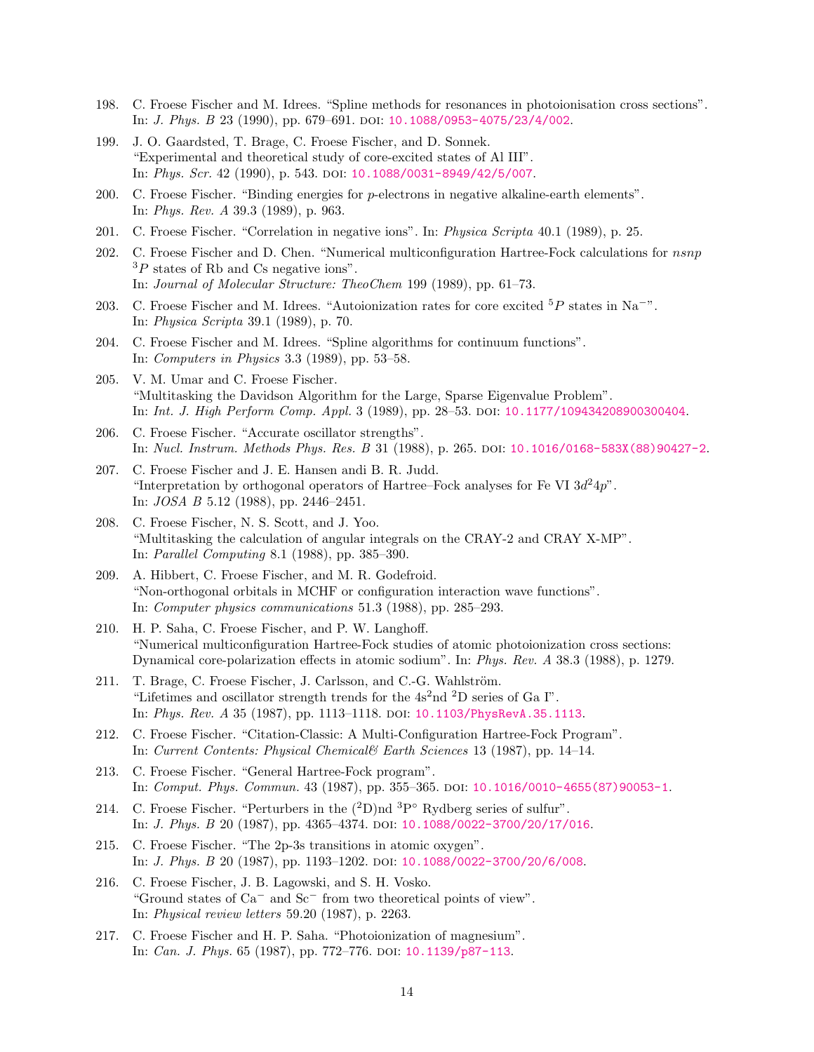198. C. Froese Fischer and M. Idrees. "Spline methods for resonances in photoionisation cross sections". In: *J. Phys. B* 23 (1990), pp. 679–691. DOI: 10.1088/0953-4075/23/4/002.

199. J. O. Gaardsted, T. Brage, C. Froese Fischer, and D. Sonnek. "Experimental and theoretical study of core-excited states of Al III". In: *Phys. Scr.* 42 (1990), p. 543. DOI: 10.1088/0031-8949/42/5/007.

200. C. Froese Fischer. "Binding energies for $p$-electrons in negative alkaline-earth elements". In: *Phys. Rev. A* 39.3 (1989), p. 963.

201. C. Froese Fischer. "Correlation in negative ions". In: *Physica Scripta* 40.1 (1989), p. 25.

202. C. Froese Fischer and D. Chen. "Numerical multiconfiguration Hartree-Fock calculations for $nsnp$ $^3P$ states of Rb and Cs negative ions". In: *Journal of Molecular Structure: TheoChem* 199 (1989), pp. 61–73.

203. C. Froese Fischer and M. Idrees. "Autoionization rates for core excited $^5P$ states in $Na^-$". In: *Physica Scripta* 39.1 (1989), p. 70.

204. C. Froese Fischer and M. Idrees. "Spline algorithms for continuum functions". In: *Computers in Physics* 3.3 (1989), pp. 53–58.

205. V. M. Umar and C. Froese Fischer. "Multitasking the Davidson Algorithm for the Large, Sparse Eigenvalue Problem". In: *Int. J. High Perform Comp. Appl.* 3 (1989), pp. 28–53. DOI: 10.1177/109434208900300404.

206. C. Froese Fischer. "Accurate oscillator strengths". In: *Nucl. Instrum. Methods Phys. Res. B* 31 (1988), p. 265. DOI: 10.1016/0168-583X(88)90427-2.

207. C. Froese Fischer and J. E. Hansen andi B. R. Judd. "Interpretation by orthogonal operators of Hartree–Fock analyses for Fe VI $3d^24p$". In: *JOSA B* 5.12 (1988), pp. 2446–2451.

208. C. Froese Fischer, N. S. Scott, and J. Yoo. "Multitasking the calculation of angular integrals on the CRAY-2 and CRAY X-MP". In: *Parallel Computing* 8.1 (1988), pp. 385–390.

209. A. Hibbert, C. Froese Fischer, and M. R. Godefroid. "Non-orthogonal orbitals in MCHF or configuration interaction wave functions". In: *Computer physics communications* 51.3 (1988), pp. 285–293.

210. H. P. Saha, C. Froese Fischer, and P. W. Langhoff. "Numerical multiconfiguration Hartree-Fock studies of atomic photoionization cross sections: Dynamical core-polarization effects in atomic sodium". In: *Phys. Rev. A* 38.3 (1988), p. 1279.

211. T. Brage, C. Froese Fischer, J. Carlsson, and C.-G. Wahlström. "Lifetimes and oscillator strength trends for the $4s^2nd$ $^2D$ series of Ga I". In: *Phys. Rev. A* 35 (1987), pp. 1113–1118. DOI: 10.1103/PhysRevA.35.1113.

212. C. Froese Fischer. "Citation-Classic: A Multi-Configuration Hartree-Fock Program". In: *Current Contents: Physical Chemical& Earth Sciences* 13 (1987), pp. 14–14.

213. C. Froese Fischer. "General Hartree-Fock program". In: *Comput. Phys. Commun.* 43 (1987), pp. 355–365. DOI: 10.1016/0010-4655(87)90053-1.

214. C. Froese Fischer. "Perturbers in the ($^2$D)nd $^3P^\circ$ Rydberg series of sulfur". In: *J. Phys. B* 20 (1987), pp. 4365–4374. DOI: 10.1088/0022-3700/20/17/016.

215. C. Froese Fischer. "The 2p-3s transitions in atomic oxygen". In: *J. Phys. B* 20 (1987), pp. 1193–1202. DOI: 10.1088/0022-3700/20/6/008.

216. C. Froese Fischer, J. B. Lagowski, and S. H. Vosko. "Ground states of $Ca^-$ and $Sc^-$ from two theoretical points of view". In: *Physical review letters* 59.20 (1987), p. 2263.

217. C. Froese Fischer and H. P. Saha. "Photoionization of magnesium". In: *Can. J. Phys.* 65 (1987), pp. 772–776. DOI: 10.1139/p87-113.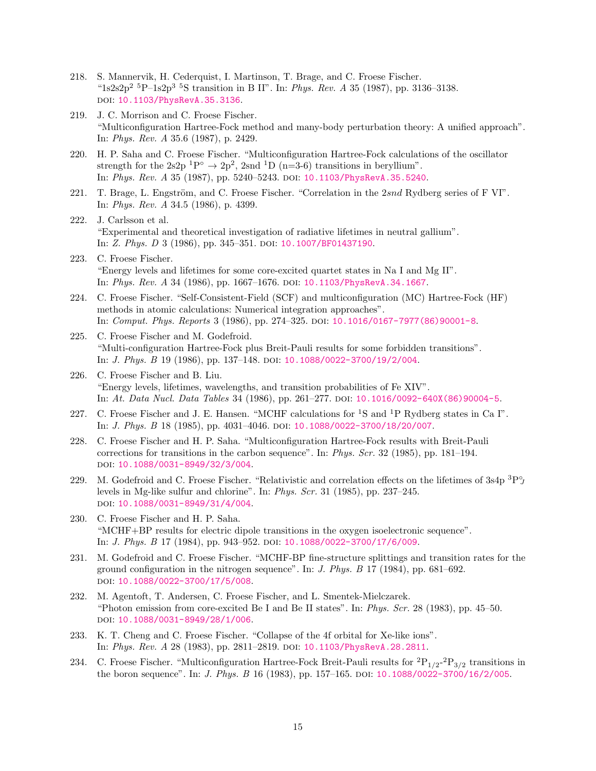218. S. Mannervik, H. Cederquist, I. Martinson, T. Brage, and C. Froese Fischer. "1s2s2p$^2$ $^5$P–1s2p$^3$ $^5$S transition in B II". In: *Phys. Rev. A* 35 (1987), pp. 3136–3138. DOI: 10.1103/PhysRevA.35.3136.

219. J. C. Morrison and C. Froese Fischer. "Multiconfiguration Hartree-Fock method and many-body perturbation theory: A unified approach". In: *Phys. Rev. A* 35.6 (1987), p. 2429.

220. H. P. Saha and C. Froese Fischer. "Multiconfiguration Hartree-Fock calculations of the oscillator strength for the 2s2p $^1$P$^\circ$ → 2p$^2$, 2snd $^1$D (n=3-6) transitions in beryllium". In: *Phys. Rev. A* 35 (1987), pp. 5240–5243. DOI: 10.1103/PhysRevA.35.5240.

221. T. Brage, L. Engström, and C. Froese Fischer. "Correlation in the 2*snd* Rydberg series of F VI". In: *Phys. Rev. A* 34.5 (1986), p. 4399.

222. J. Carlsson et al. "Experimental and theoretical investigation of radiative lifetimes in neutral gallium". In: *Z. Phys. D* 3 (1986), pp. 345–351. DOI: 10.1007/BF01437190.

223. C. Froese Fischer. "Energy levels and lifetimes for some core-excited quartet states in Na I and Mg II". In: *Phys. Rev. A* 34 (1986), pp. 1667–1676. DOI: 10.1103/PhysRevA.34.1667.

224. C. Froese Fischer. "Self-Consistent-Field (SCF) and multiconfiguration (MC) Hartree-Fock (HF) methods in atomic calculations: Numerical integration approaches". In: *Comput. Phys. Reports* 3 (1986), pp. 274–325. DOI: 10.1016/0167-7977(86)90001-8.

225. C. Froese Fischer and M. Godefroid. "Multi-configuration Hartree-Fock plus Breit-Pauli results for some forbidden transitions". In: *J. Phys. B* 19 (1986), pp. 137–148. DOI: 10.1088/0022-3700/19/2/004.

226. C. Froese Fischer and B. Liu. "Energy levels, lifetimes, wavelengths, and transition probabilities of Fe XIV". In: *At. Data Nucl. Data Tables* 34 (1986), pp. 261–277. DOI: 10.1016/0092-640X(86)90004-5.

227. C. Froese Fischer and J. E. Hansen. "MCHF calculations for $^1$S and $^1$P Rydberg states in Ca I". In: *J. Phys. B* 18 (1985), pp. 4031–4046. DOI: 10.1088/0022-3700/18/20/007.

228. C. Froese Fischer and H. P. Saha. "Multiconfiguration Hartree-Fock results with Breit-Pauli corrections for transitions in the carbon sequence". In: *Phys. Scr.* 32 (1985), pp. 181–194. DOI: 10.1088/0031-8949/32/3/004.

229. M. Godefroid and C. Froese Fischer. "Relativistic and correlation effects on the lifetimes of 3s4p $^3$P$^\circ_J$ levels in Mg-like sulfur and chlorine". In: *Phys. Scr.* 31 (1985), pp. 237–245. DOI: 10.1088/0031-8949/31/4/004.

230. C. Froese Fischer and H. P. Saha. "MCHF+BP results for electric dipole transitions in the oxygen isoelectronic sequence". In: *J. Phys. B* 17 (1984), pp. 943–952. DOI: 10.1088/0022-3700/17/6/009.

231. M. Godefroid and C. Froese Fischer. "MCHF-BP fine-structure splittings and transition rates for the ground configuration in the nitrogen sequence". In: *J. Phys. B* 17 (1984), pp. 681–692. DOI: 10.1088/0022-3700/17/5/008.

232. M. Agentoft, T. Andersen, C. Froese Fischer, and L. Smentek-Mielczarek. "Photon emission from core-excited Be I and Be II states". In: *Phys. Scr.* 28 (1983), pp. 45–50. DOI: 10.1088/0031-8949/28/1/006.

233. K. T. Cheng and C. Froese Fischer. "Collapse of the 4f orbital for Xe-like ions". In: *Phys. Rev. A* 28 (1983), pp. 2811–2819. DOI: 10.1103/PhysRevA.28.2811.

234. C. Froese Fischer. "Multiconfiguration Hartree-Fock Breit-Pauli results for $^2$P$_{1/2}$-$^2$P$_{3/2}$ transitions in the boron sequence". In: *J. Phys. B* 16 (1983), pp. 157–165. DOI: 10.1088/0022-3700/16/2/005.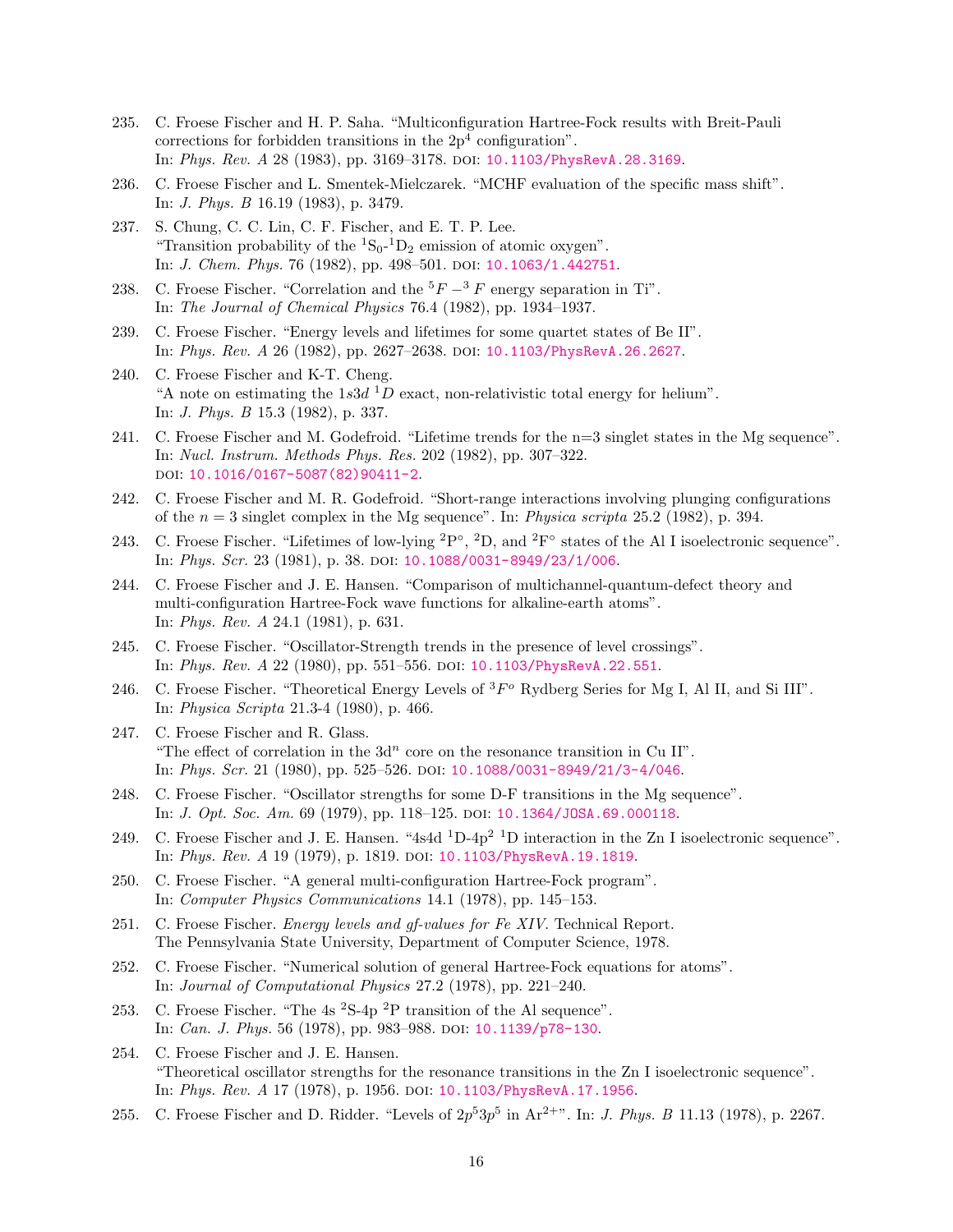235. C. Froese Fischer and H. P. Saha. “Multiconfiguration Hartree-Fock results with Breit-Pauli corrections for forbidden transitions in the $2p^4$ configuration”. In: *Phys. Rev. A* 28 (1983), pp. 3169–3178. DOI: 10.1103/PhysRevA.28.3169.

236. C. Froese Fischer and L. Smentek-Mielczarek. “MCHF evaluation of the specific mass shift”. In: *J. Phys. B* 16.19 (1983), p. 3479.

237. S. Chung, C. C. Lin, C. F. Fischer, and E. T. P. Lee. “Transition probability of the $^1S_0$-$^1D_2$ emission of atomic oxygen”. In: *J. Chem. Phys.* 76 (1982), pp. 498–501. DOI: 10.1063/1.442751.

238. C. Froese Fischer. “Correlation and the $^5F - ^3F$ energy separation in Ti”. In: *The Journal of Chemical Physics* 76.4 (1982), pp. 1934–1937.

239. C. Froese Fischer. “Energy levels and lifetimes for some quartet states of Be II”. In: *Phys. Rev. A* 26 (1982), pp. 2627–2638. DOI: 10.1103/PhysRevA.26.2627.

240. C. Froese Fischer and K-T. Cheng. “A note on estimating the $1s3d\ ^1D$ exact, non-relativistic total energy for helium”. In: *J. Phys. B* 15.3 (1982), p. 337.

241. C. Froese Fischer and M. Godefroid. “Lifetime trends for the n=3 singlet states in the Mg sequence”. In: *Nucl. Instrum. Methods Phys. Res.* 202 (1982), pp. 307–322. DOI: 10.1016/0167-5087(82)90411-2.

242. C. Froese Fischer and M. R. Godefroid. “Short-range interactions involving plunging configurations of the $n = 3$ singlet complex in the Mg sequence”. In: *Physica scripta* 25.2 (1982), p. 394.

243. C. Froese Fischer. “Lifetimes of low-lying $^2P^\circ$, $^2D$, and $^2F^\circ$ states of the Al I isoelectronic sequence”. In: *Phys. Scr.* 23 (1981), p. 38. DOI: 10.1088/0031-8949/23/1/006.

244. C. Froese Fischer and J. E. Hansen. “Comparison of multichannel-quantum-defect theory and multi-configuration Hartree-Fock wave functions for alkaline-earth atoms”. In: *Phys. Rev. A* 24.1 (1981), p. 631.

245. C. Froese Fischer. “Oscillator-Strength trends in the presence of level crossings”. In: *Phys. Rev. A* 22 (1980), pp. 551–556. DOI: 10.1103/PhysRevA.22.551.

246. C. Froese Fischer. “Theoretical Energy Levels of $^3F^o$ Rydberg Series for Mg I, Al II, and Si III”. In: *Physica Scripta* 21.3-4 (1980), p. 466.

247. C. Froese Fischer and R. Glass. “The effect of correlation in the $3d^n$ core on the resonance transition in Cu II”. In: *Phys. Scr.* 21 (1980), pp. 525–526. DOI: 10.1088/0031-8949/21/3-4/046.

248. C. Froese Fischer. “Oscillator strengths for some D-F transitions in the Mg sequence”. In: *J. Opt. Soc. Am.* 69 (1979), pp. 118–125. DOI: 10.1364/JOSA.69.000118.

249. C. Froese Fischer and J. E. Hansen. “4s4d $^1D$-$4p^2\ ^1D$ interaction in the Zn I isoelectronic sequence”. In: *Phys. Rev. A* 19 (1979), p. 1819. DOI: 10.1103/PhysRevA.19.1819.

250. C. Froese Fischer. “A general multi-configuration Hartree-Fock program”. In: *Computer Physics Communications* 14.1 (1978), pp. 145–153.

251. C. Froese Fischer. *Energy levels and gf-values for Fe XIV*. Technical Report. The Pennsylvania State University, Department of Computer Science, 1978.

252. C. Froese Fischer. “Numerical solution of general Hartree-Fock equations for atoms”. In: *Journal of Computational Physics* 27.2 (1978), pp. 221–240.

253. C. Froese Fischer. “The 4s $^2S$-4p $^2P$ transition of the Al sequence”. In: *Can. J. Phys.* 56 (1978), pp. 983–988. DOI: 10.1139/p78-130.

254. C. Froese Fischer and J. E. Hansen. “Theoretical oscillator strengths for the resonance transitions in the Zn I isoelectronic sequence”. In: *Phys. Rev. A* 17 (1978), p. 1956. DOI: 10.1103/PhysRevA.17.1956.

255. C. Froese Fischer and D. Ridder. “Levels of $2p^5 3p^5$ in $Ar^{2+}$”. In: *J. Phys. B* 11.13 (1978), p. 2267.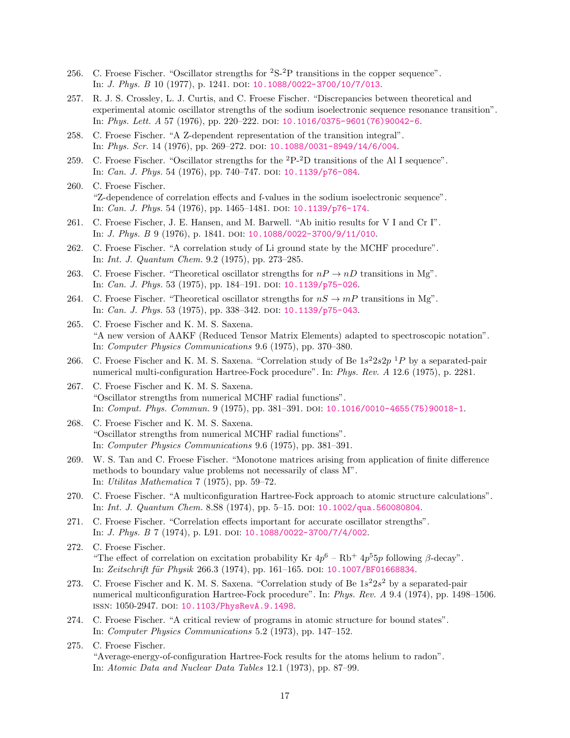256. C. Froese Fischer. "Oscillator strengths for $^2$S-$^2$P transitions in the copper sequence". In: *J. Phys. B* 10 (1977), p. 1241. DOI: 10.1088/0022-3700/10/7/013.
257. R. J. S. Crossley, L. J. Curtis, and C. Froese Fischer. "Discrepancies between theoretical and experimental atomic oscillator strengths of the sodium isoelectronic sequence resonance transition". In: *Phys. Lett. A* 57 (1976), pp. 220–222. DOI: 10.1016/0375-9601(76)90042-6.
258. C. Froese Fischer. "A Z-dependent representation of the transition integral". In: *Phys. Scr.* 14 (1976), pp. 269–272. DOI: 10.1088/0031-8949/14/6/004.
259. C. Froese Fischer. "Oscillator strengths for the $^2$P-$^2$D transitions of the Al I sequence". In: *Can. J. Phys.* 54 (1976), pp. 740–747. DOI: 10.1139/p76-084.
260. C. Froese Fischer. "Z-dependence of correlation effects and f-values in the sodium isoelectronic sequence". In: *Can. J. Phys.* 54 (1976), pp. 1465–1481. DOI: 10.1139/p76-174.
261. C. Froese Fischer, J. E. Hansen, and M. Barwell. "Ab initio results for V I and Cr I". In: *J. Phys. B* 9 (1976), p. 1841. DOI: 10.1088/0022-3700/9/11/010.
262. C. Froese Fischer. "A correlation study of Li ground state by the MCHF procedure". In: *Int. J. Quantum Chem.* 9.2 (1975), pp. 273–285.
263. C. Froese Fischer. "Theoretical oscillator strengths for $nP \to nD$ transitions in Mg". In: *Can. J. Phys.* 53 (1975), pp. 184–191. DOI: 10.1139/p75-026.
264. C. Froese Fischer. "Theoretical oscillator strengths for $nS \to mP$ transitions in Mg". In: *Can. J. Phys.* 53 (1975), pp. 338–342. DOI: 10.1139/p75-043.
265. C. Froese Fischer and K. M. S. Saxena. "A new version of AAKF (Reduced Tensor Matrix Elements) adapted to spectroscopic notation". In: *Computer Physics Communications* 9.6 (1975), pp. 370–380.
266. C. Froese Fischer and K. M. S. Saxena. "Correlation study of Be $1s^22s2p\ ^1P$ by a separated-pair numerical multi-configuration Hartree-Fock procedure". In: *Phys. Rev. A* 12.6 (1975), p. 2281.
267. C. Froese Fischer and K. M. S. Saxena. "Oscillator strengths from numerical MCHF radial functions". In: *Comput. Phys. Commun.* 9 (1975), pp. 381–391. DOI: 10.1016/0010-4655(75)90018-1.
268. C. Froese Fischer and K. M. S. Saxena. "Oscillator strengths from numerical MCHF radial functions". In: *Computer Physics Communications* 9.6 (1975), pp. 381–391.
269. W. S. Tan and C. Froese Fischer. "Monotone matrices arising from application of finite difference methods to boundary value problems not necessarily of class M". In: *Utilitas Mathematica* 7 (1975), pp. 59–72.
270. C. Froese Fischer. "A multiconfiguration Hartree-Fock approach to atomic structure calculations". In: *Int. J. Quantum Chem.* 8.S8 (1974), pp. 5–15. DOI: 10.1002/qua.560080804.
271. C. Froese Fischer. "Correlation effects important for accurate oscillator strengths". In: *J. Phys. B* 7 (1974), p. L91. DOI: 10.1088/0022-3700/7/4/002.
272. C. Froese Fischer. "The effect of correlation on excitation probability Kr $4p^6$ – Rb$^+$ $4p^55p$ following $\beta$-decay". In: *Zeitschrift für Physik* 266.3 (1974), pp. 161–165. DOI: 10.1007/BF01668834.
273. C. Froese Fischer and K. M. S. Saxena. "Correlation study of Be $1s^22s^2$ by a separated-pair numerical multiconfiguration Hartree-Fock procedure". In: *Phys. Rev. A* 9.4 (1974), pp. 1498–1506. ISSN: 1050-2947. DOI: 10.1103/PhysRevA.9.1498.
274. C. Froese Fischer. "A critical review of programs in atomic structure for bound states". In: *Computer Physics Communications* 5.2 (1973), pp. 147–152.
275. C. Froese Fischer. "Average-energy-of-configuration Hartree-Fock results for the atoms helium to radon". In: *Atomic Data and Nuclear Data Tables* 12.1 (1973), pp. 87–99.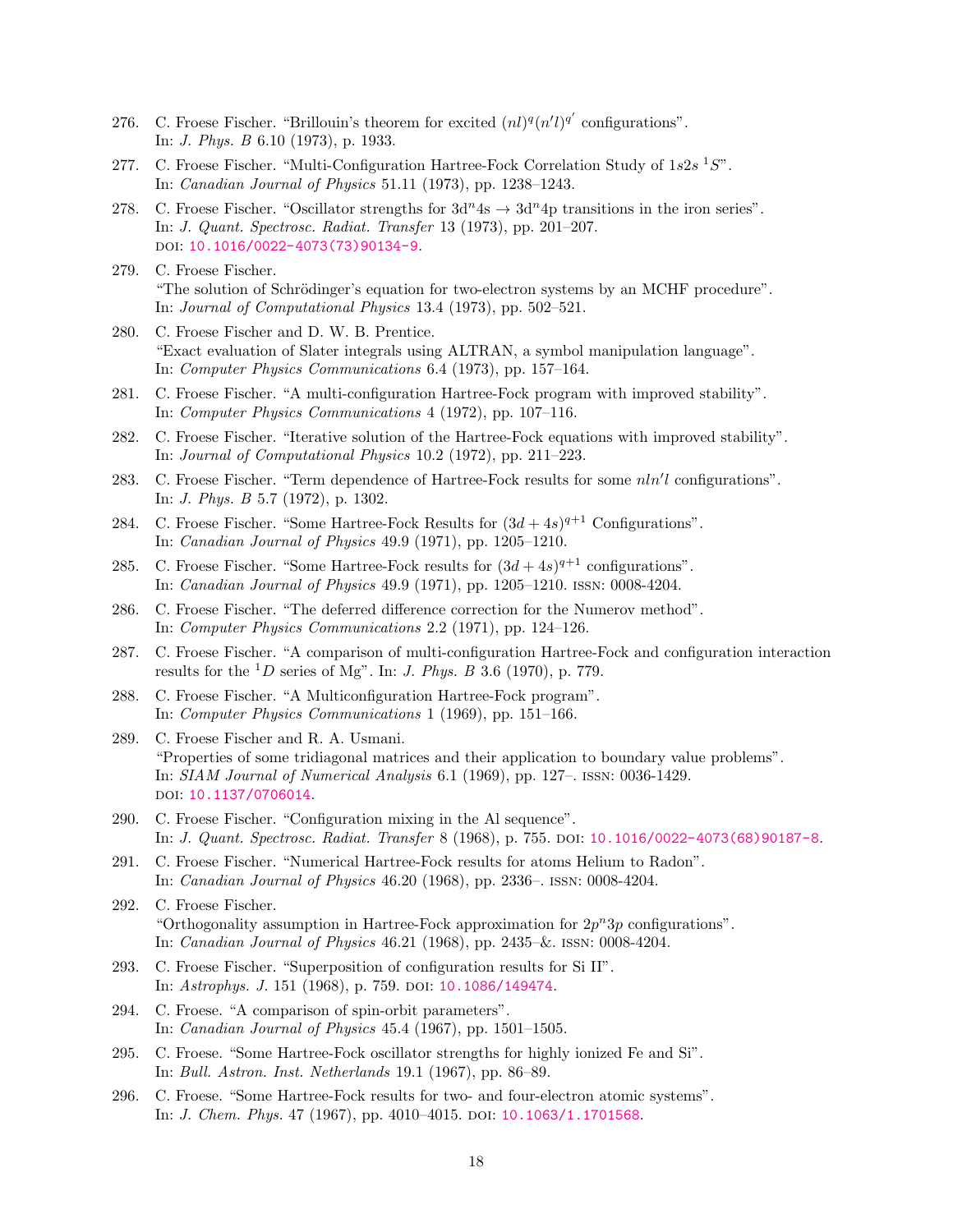276. C. Froese Fischer. “Brillouin’s theorem for excited $(nl)^q(n'l)^{q'}$ configurations”. In: *J. Phys. B* 6.10 (1973), p. 1933.

277. C. Froese Fischer. “Multi-Configuration Hartree-Fock Correlation Study of $1s2s\ {}^1S$”. In: *Canadian Journal of Physics* 51.11 (1973), pp. 1238–1243.

278. C. Froese Fischer. “Oscillator strengths for $3d^n4s \rightarrow 3d^n4p$ transitions in the iron series”. In: *J. Quant. Spectrosc. Radiat. Transfer* 13 (1973), pp. 201–207. DOI: 10.1016/0022-4073(73)90134-9.

279. C. Froese Fischer. “The solution of Schrödinger’s equation for two-electron systems by an MCHF procedure”. In: *Journal of Computational Physics* 13.4 (1973), pp. 502–521.

280. C. Froese Fischer and D. W. B. Prentice. “Exact evaluation of Slater integrals using ALTRAN, a symbol manipulation language”. In: *Computer Physics Communications* 6.4 (1973), pp. 157–164.

281. C. Froese Fischer. “A multi-configuration Hartree-Fock program with improved stability”. In: *Computer Physics Communications* 4 (1972), pp. 107–116.

282. C. Froese Fischer. “Iterative solution of the Hartree-Fock equations with improved stability”. In: *Journal of Computational Physics* 10.2 (1972), pp. 211–223.

283. C. Froese Fischer. “Term dependence of Hartree-Fock results for some $nln'l$ configurations”. In: *J. Phys. B* 5.7 (1972), p. 1302.

284. C. Froese Fischer. “Some Hartree-Fock Results for $(3d + 4s)^{q+1}$ Configurations”. In: *Canadian Journal of Physics* 49.9 (1971), pp. 1205–1210.

285. C. Froese Fischer. “Some Hartree-Fock results for $(3d + 4s)^{q+1}$ configurations”. In: *Canadian Journal of Physics* 49.9 (1971), pp. 1205–1210. ISSN: 0008-4204.

286. C. Froese Fischer. “The deferred difference correction for the Numerov method”. In: *Computer Physics Communications* 2.2 (1971), pp. 124–126.

287. C. Froese Fischer. “A comparison of multi-configuration Hartree-Fock and configuration interaction results for the ${}^1D$ series of Mg”. In: *J. Phys. B* 3.6 (1970), p. 779.

288. C. Froese Fischer. “A Multiconfiguration Hartree-Fock program”. In: *Computer Physics Communications* 1 (1969), pp. 151–166.

289. C. Froese Fischer and R. A. Usmani. “Properties of some tridiagonal matrices and their application to boundary value problems”. In: *SIAM Journal of Numerical Analysis* 6.1 (1969), pp. 127–. ISSN: 0036-1429. DOI: 10.1137/0706014.

290. C. Froese Fischer. “Configuration mixing in the Al sequence”. In: *J. Quant. Spectrosc. Radiat. Transfer* 8 (1968), p. 755. DOI: 10.1016/0022-4073(68)90187-8.

291. C. Froese Fischer. “Numerical Hartree-Fock results for atoms Helium to Radon”. In: *Canadian Journal of Physics* 46.20 (1968), pp. 2336–. ISSN: 0008-4204.

292. C. Froese Fischer. “Orthogonality assumption in Hartree-Fock approximation for $2p^n3p$ configurations”. In: *Canadian Journal of Physics* 46.21 (1968), pp. 2435–&. ISSN: 0008-4204.

293. C. Froese Fischer. “Superposition of configuration results for Si II”. In: *Astrophys. J.* 151 (1968), p. 759. DOI: 10.1086/149474.

294. C. Froese. “A comparison of spin-orbit parameters”. In: *Canadian Journal of Physics* 45.4 (1967), pp. 1501–1505.

295. C. Froese. “Some Hartree-Fock oscillator strengths for highly ionized Fe and Si”. In: *Bull. Astron. Inst. Netherlands* 19.1 (1967), pp. 86–89.

296. C. Froese. “Some Hartree-Fock results for two- and four-electron atomic systems”. In: *J. Chem. Phys.* 47 (1967), pp. 4010–4015. DOI: 10.1063/1.1701568.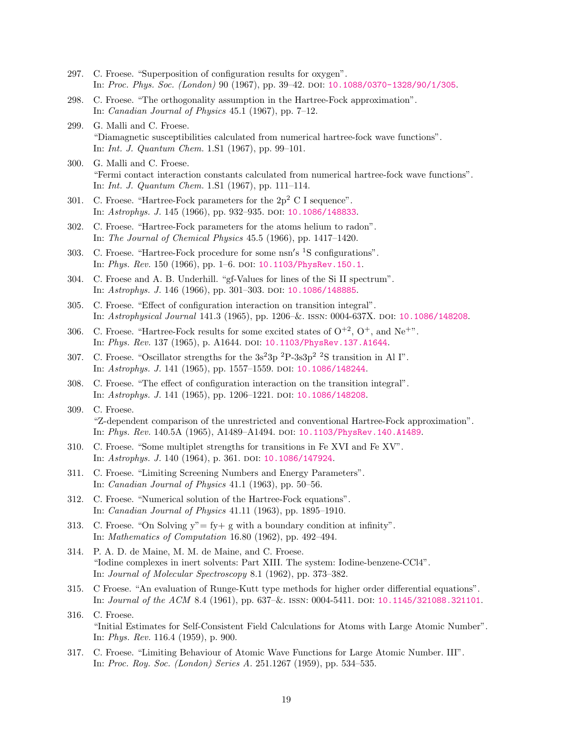297. C. Froese. “Superposition of configuration results for oxygen”.
In: *Proc. Phys. Soc. (London)* 90 (1967), pp. 39–42. DOI: 10.1088/0370-1328/90/1/305.

298. C. Froese. “The orthogonality assumption in the Hartree-Fock approximation”.
In: *Canadian Journal of Physics* 45.1 (1967), pp. 7–12.

299. G. Malli and C. Froese.
“Diamagnetic susceptibilities calculated from numerical hartree-fock wave functions”.
In: *Int. J. Quantum Chem.* 1.S1 (1967), pp. 99–101.

300. G. Malli and C. Froese.
“Fermi contact interaction constants calculated from numerical hartree-fock wave functions”.
In: *Int. J. Quantum Chem.* 1.S1 (1967), pp. 111–114.

301. C. Froese. “Hartree-Fock parameters for the $2p^2$ C I sequence”.
In: *Astrophys. J.* 145 (1966), pp. 932–935. DOI: 10.1086/148833.

302. C. Froese. “Hartree-Fock parameters for the atoms helium to radon”.
In: *The Journal of Chemical Physics* 45.5 (1966), pp. 1417–1420.

303. C. Froese. “Hartree-Fock procedure for some nsn′s $^1$S configurations”.
In: *Phys. Rev.* 150 (1966), pp. 1–6. DOI: 10.1103/PhysRev.150.1.

304. C. Froese and A. B. Underhill. “gf-Values for lines of the Si II spectrum”.
In: *Astrophys. J.* 146 (1966), pp. 301–303. DOI: 10.1086/148885.

305. C. Froese. “Effect of configuration interaction on transition integral”.
In: *Astrophysical Journal* 141.3 (1965), pp. 1206–&. ISSN: 0004-637X. DOI: 10.1086/148208.

306. C. Froese. “Hartree-Fock results for some excited states of $O^{+2}$, $O^{+}$, and $Ne^{+}$”.
In: *Phys. Rev.* 137 (1965), p. A1644. DOI: 10.1103/PhysRev.137.A1644.

307. C. Froese. “Oscillator strengths for the $3s^23p$ $^2$P-$3s3p^2$ $^2$S transition in Al I”.
In: *Astrophys. J.* 141 (1965), pp. 1557–1559. DOI: 10.1086/148244.

308. C. Froese. “The effect of configuration interaction on the transition integral”.
In: *Astrophys. J.* 141 (1965), pp. 1206–1221. DOI: 10.1086/148208.

309. C. Froese.
“Z-dependent comparison of the unrestricted and conventional Hartree-Fock approximation”.
In: *Phys. Rev.* 140.5A (1965), A1489–A1494. DOI: 10.1103/PhysRev.140.A1489.

310. C. Froese. “Some multiplet strengths for transitions in Fe XVI and Fe XV”.
In: *Astrophys. J.* 140 (1964), p. 361. DOI: 10.1086/147924.

311. C. Froese. “Limiting Screening Numbers and Energy Parameters”.
In: *Canadian Journal of Physics* 41.1 (1963), pp. 50–56.

312. C. Froese. “Numerical solution of the Hartree-Fock equations”.
In: *Canadian Journal of Physics* 41.11 (1963), pp. 1895–1910.

313. C. Froese. “On Solving y”= fy+ g with a boundary condition at infinity”.
In: *Mathematics of Computation* 16.80 (1962), pp. 492–494.

314. P. A. D. de Maine, M. M. de Maine, and C. Froese.
“Iodine complexes in inert solvents: Part XIII. The system: Iodine-benzene-CCl4”.
In: *Journal of Molecular Spectroscopy* 8.1 (1962), pp. 373–382.

315. C Froese. “An evaluation of Runge-Kutt type methods for higher order differential equations”.
In: *Journal of the ACM* 8.4 (1961), pp. 637–&. ISSN: 0004-5411. DOI: 10.1145/321088.321101.

316. C. Froese.
“Initial Estimates for Self-Consistent Field Calculations for Atoms with Large Atomic Number”.
In: *Phys. Rev.* 116.4 (1959), p. 900.

317. C. Froese. “Limiting Behaviour of Atomic Wave Functions for Large Atomic Number. III”.
In: *Proc. Roy. Soc. (London) Series A.* 251.1267 (1959), pp. 534–535.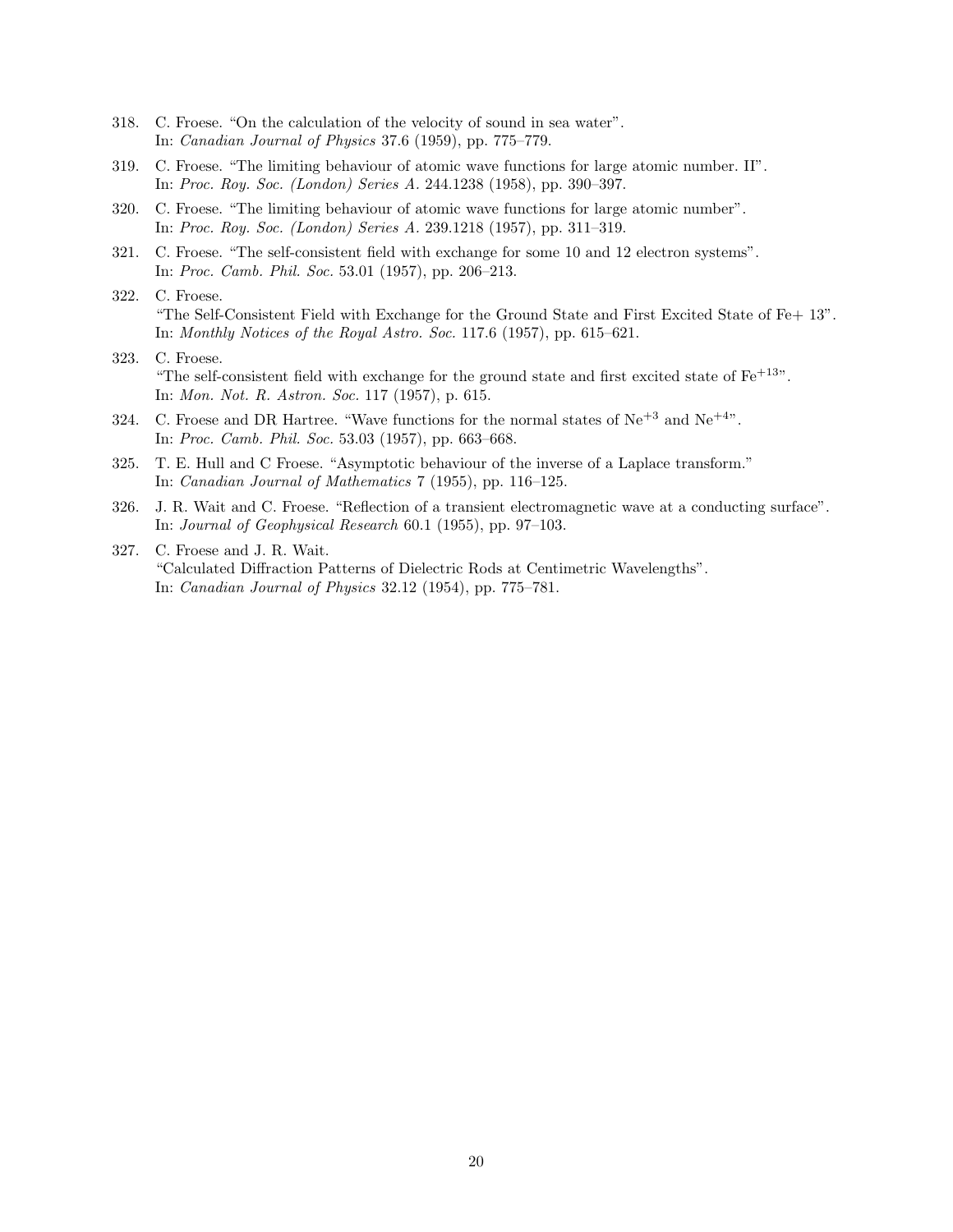318. C. Froese. "On the calculation of the velocity of sound in sea water". In: *Canadian Journal of Physics* 37.6 (1959), pp. 775–779.

319. C. Froese. "The limiting behaviour of atomic wave functions for large atomic number. II". In: *Proc. Roy. Soc. (London) Series A*. 244.1238 (1958), pp. 390–397.

320. C. Froese. "The limiting behaviour of atomic wave functions for large atomic number". In: *Proc. Roy. Soc. (London) Series A*. 239.1218 (1957), pp. 311–319.

321. C. Froese. "The self-consistent field with exchange for some 10 and 12 electron systems". In: *Proc. Camb. Phil. Soc.* 53.01 (1957), pp. 206–213.

322. C. Froese. "The Self-Consistent Field with Exchange for the Ground State and First Excited State of Fe+ 13". In: *Monthly Notices of the Royal Astro. Soc.* 117.6 (1957), pp. 615–621.

323. C. Froese. "The self-consistent field with exchange for the ground state and first excited state of $Fe^{+13}$". In: *Mon. Not. R. Astron. Soc.* 117 (1957), p. 615.

324. C. Froese and DR Hartree. "Wave functions for the normal states of $Ne^{+3}$ and $Ne^{+4}$". In: *Proc. Camb. Phil. Soc.* 53.03 (1957), pp. 663–668.

325. T. E. Hull and C Froese. "Asymptotic behaviour of the inverse of a Laplace transform." In: *Canadian Journal of Mathematics* 7 (1955), pp. 116–125.

326. J. R. Wait and C. Froese. "Reflection of a transient electromagnetic wave at a conducting surface". In: *Journal of Geophysical Research* 60.1 (1955), pp. 97–103.

327. C. Froese and J. R. Wait. "Calculated Diffraction Patterns of Dielectric Rods at Centimetric Wavelengths". In: *Canadian Journal of Physics* 32.12 (1954), pp. 775–781.